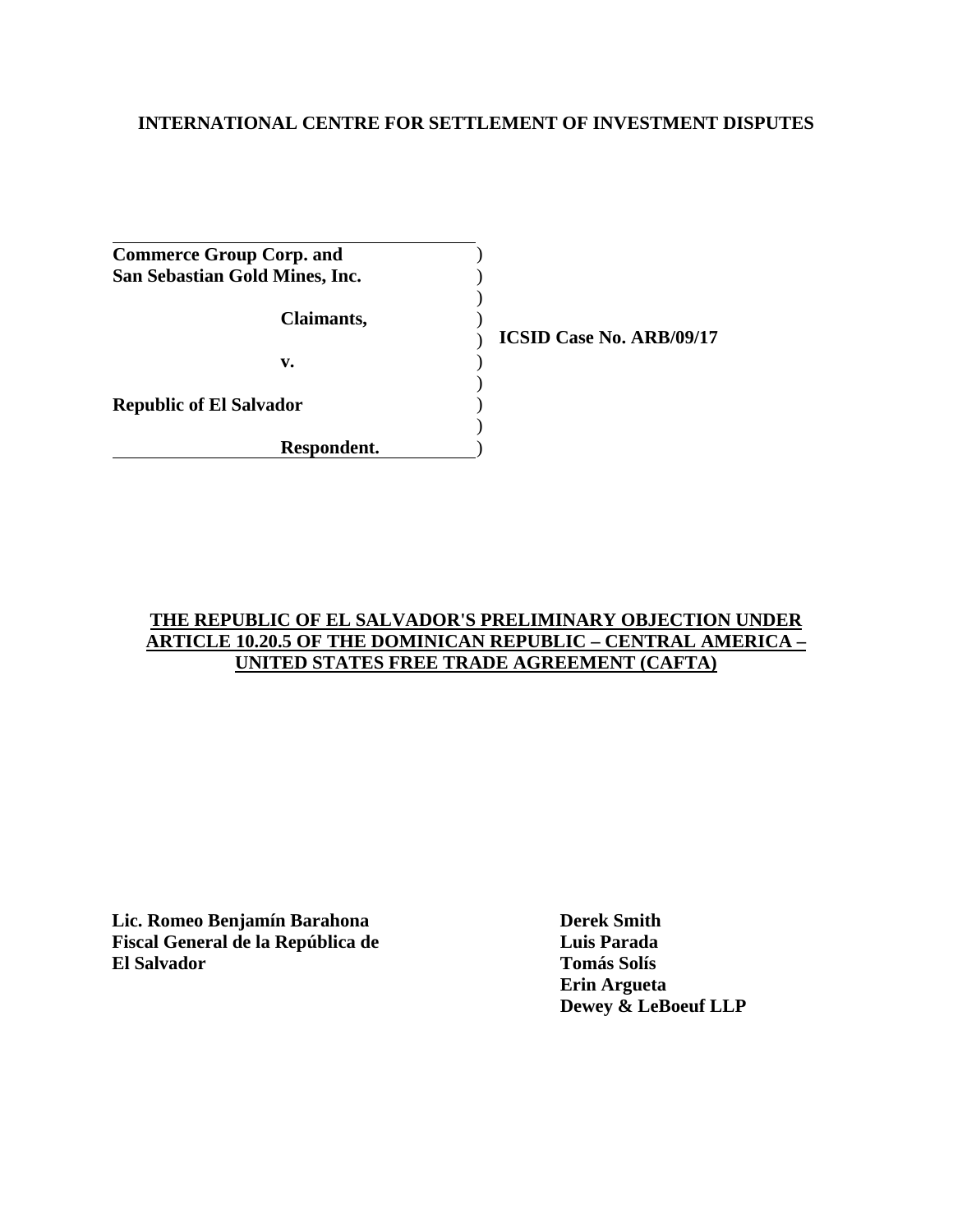**INTERNATIONAL CENTRE FOR SETTLEMENT OF INVESTMENT DISPUTES**

**Commerce Group Corp. and**
**San Sebastian Gold Mines, Inc.**

**Claimants,**

**v.**

**Republic of El Salvador**

**Respondent.**

**ICSID Case No. ARB/09/17**

**THE REPUBLIC OF EL SALVADOR'S PRELIMINARY OBJECTION UNDER ARTICLE 10.20.5 OF THE DOMINICAN REPUBLIC – CENTRAL AMERICA – UNITED STATES FREE TRADE AGREEMENT (CAFTA)**

**Lic. Romeo Benjamín Barahona**
**Fiscal General de la República de El Salvador**

**Derek Smith**
**Luis Parada**
**Tomás Solís**
**Erin Argueta**
**Dewey & LeBoeuf LLP**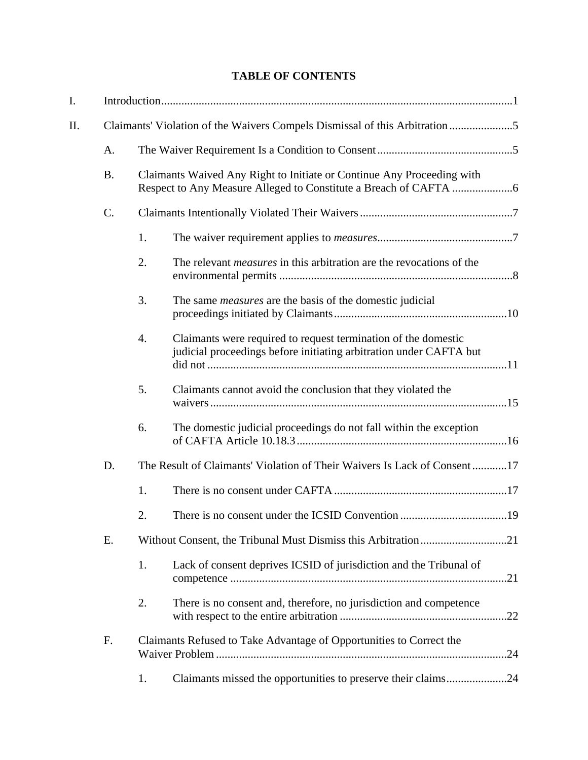# TABLE OF CONTENTS

I. Introduction .......... 1

II. Claimants' Violation of the Waivers Compels Dismissal of this Arbitration .......... 5

- A. The Waiver Requirement Is a Condition to Consent .......... 5
- B. Claimants Waived Any Right to Initiate or Continue Any Proceeding with Respect to Any Measure Alleged to Constitute a Breach of CAFTA .......... 6
- C. Claimants Intentionally Violated Their Waivers .......... 7
  1. The waiver requirement applies to *measures* .......... 7
  2. The relevant *measures* in this arbitration are the revocations of the environmental permits .......... 8
  3. The same *measures* are the basis of the domestic judicial proceedings initiated by Claimants .......... 10
  4. Claimants were required to request termination of the domestic judicial proceedings before initiating arbitration under CAFTA but did not .......... 11
  5. Claimants cannot avoid the conclusion that they violated the waivers .......... 15
  6. The domestic judicial proceedings do not fall within the exception of CAFTA Article 10.18.3 .......... 16
- D. The Result of Claimants' Violation of Their Waivers Is Lack of Consent .......... 17
  1. There is no consent under CAFTA .......... 17
  2. There is no consent under the ICSID Convention .......... 19
- E. Without Consent, the Tribunal Must Dismiss this Arbitration .......... 21
  1. Lack of consent deprives ICSID of jurisdiction and the Tribunal of competence .......... 21
  2. There is no consent and, therefore, no jurisdiction and competence with respect to the entire arbitration .......... 22
- F. Claimants Refused to Take Advantage of Opportunities to Correct the Waiver Problem .......... 24
  1. Claimants missed the opportunities to preserve their claims .......... 24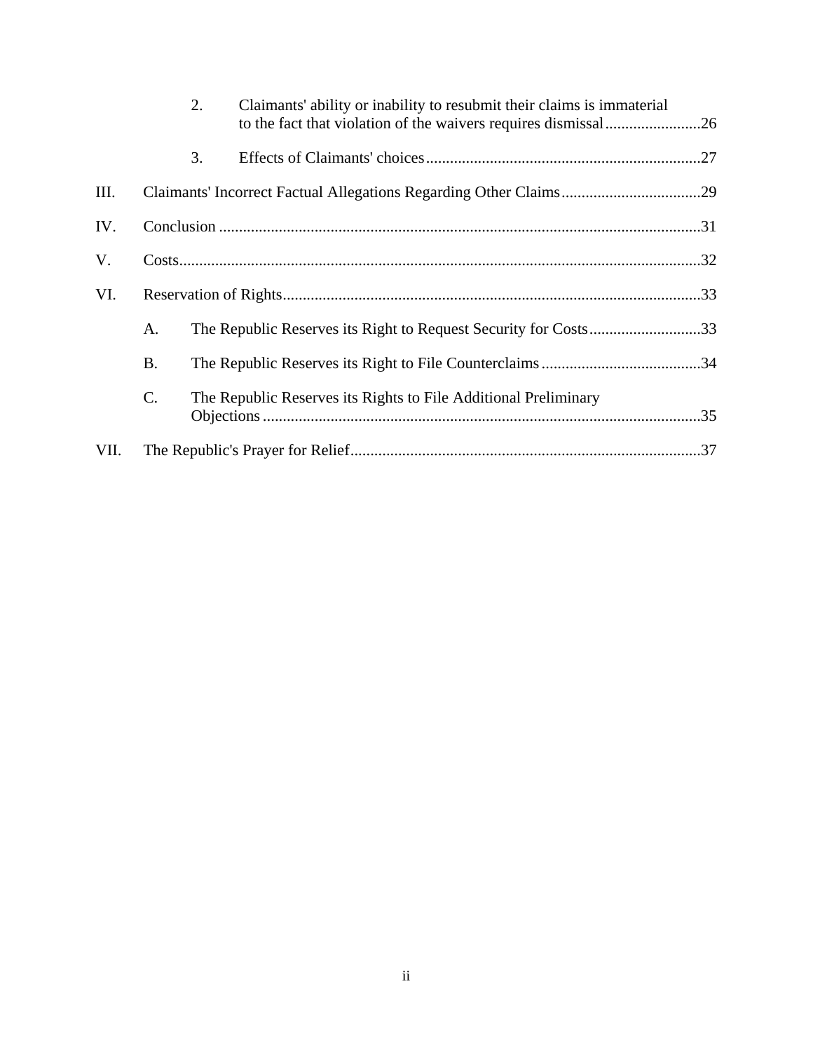2. Claimants' ability or inability to resubmit their claims is immaterial to the fact that violation of the waivers requires dismissal ........................26

3. Effects of Claimants' choices ....................................................................27

III. Claimants' Incorrect Factual Allegations Regarding Other Claims ...................................29

IV. Conclusion ........................................................................................................................31

V. Costs...................................................................................................................................32

VI. Reservation of Rights.........................................................................................................33

A. The Republic Reserves its Right to Request Security for Costs ............................33

B. The Republic Reserves its Right to File Counterclaims ........................................34

C. The Republic Reserves its Rights to File Additional Preliminary Objections ..............................................................................................................35

VII. The Republic's Prayer for Relief........................................................................................37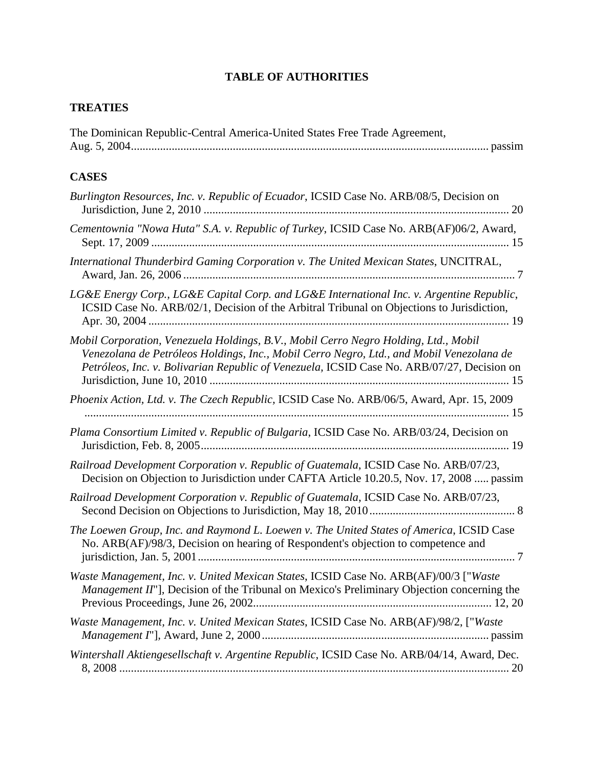# TABLE OF AUTHORITIES

## TREATIES

The Dominican Republic-Central America-United States Free Trade Agreement, Aug. 5, 2004 ........ passim

## CASES

*Burlington Resources, Inc. v. Republic of Ecuador*, ICSID Case No. ARB/08/5, Decision on Jurisdiction, June 2, 2010 ........ 20

*Cementownia "Nowa Huta" S.A. v. Republic of Turkey*, ICSID Case No. ARB(AF)06/2, Award, Sept. 17, 2009 ........ 15

*International Thunderbird Gaming Corporation v. The United Mexican States*, UNCITRAL, Award, Jan. 26, 2006 ........ 7

*LG&E Energy Corp., LG&E Capital Corp. and LG&E International Inc. v. Argentine Republic*, ICSID Case No. ARB/02/1, Decision of the Arbitral Tribunal on Objections to Jurisdiction, Apr. 30, 2004 ........ 19

*Mobil Corporation, Venezuela Holdings, B.V., Mobil Cerro Negro Holding, Ltd., Mobil Venezolana de Petróleos Holdings, Inc., Mobil Cerro Negro, Ltd., and Mobil Venezolana de Petróleos, Inc. v. Bolivarian Republic of Venezuela*, ICSID Case No. ARB/07/27, Decision on Jurisdiction, June 10, 2010 ........ 15

*Phoenix Action, Ltd. v. The Czech Republic*, ICSID Case No. ARB/06/5, Award, Apr. 15, 2009 ........ 15

*Plama Consortium Limited v. Republic of Bulgaria*, ICSID Case No. ARB/03/24, Decision on Jurisdiction, Feb. 8, 2005 ........ 19

*Railroad Development Corporation v. Republic of Guatemala*, ICSID Case No. ARB/07/23, Decision on Objection to Jurisdiction under CAFTA Article 10.20.5, Nov. 17, 2008 ........ passim

*Railroad Development Corporation v. Republic of Guatemala*, ICSID Case No. ARB/07/23, Second Decision on Objections to Jurisdiction, May 18, 2010 ........ 8

*The Loewen Group, Inc. and Raymond L. Loewen v. The United States of America*, ICSID Case No. ARB(AF)/98/3, Decision on hearing of Respondent's objection to competence and jurisdiction, Jan. 5, 2001 ........ 7

*Waste Management, Inc. v. United Mexican States*, ICSID Case No. ARB(AF)/00/3 ["*Waste Management II*"], Decision of the Tribunal on Mexico's Preliminary Objection concerning the Previous Proceedings, June 26, 2002 ........ 12, 20

*Waste Management, Inc. v. United Mexican States*, ICSID Case No. ARB(AF)/98/2, ["*Waste Management I*"], Award, June 2, 2000 ........ passim

*Wintershall Aktiengesellschaft v. Argentine Republic*, ICSID Case No. ARB/04/14, Award, Dec. 8, 2008 ........ 20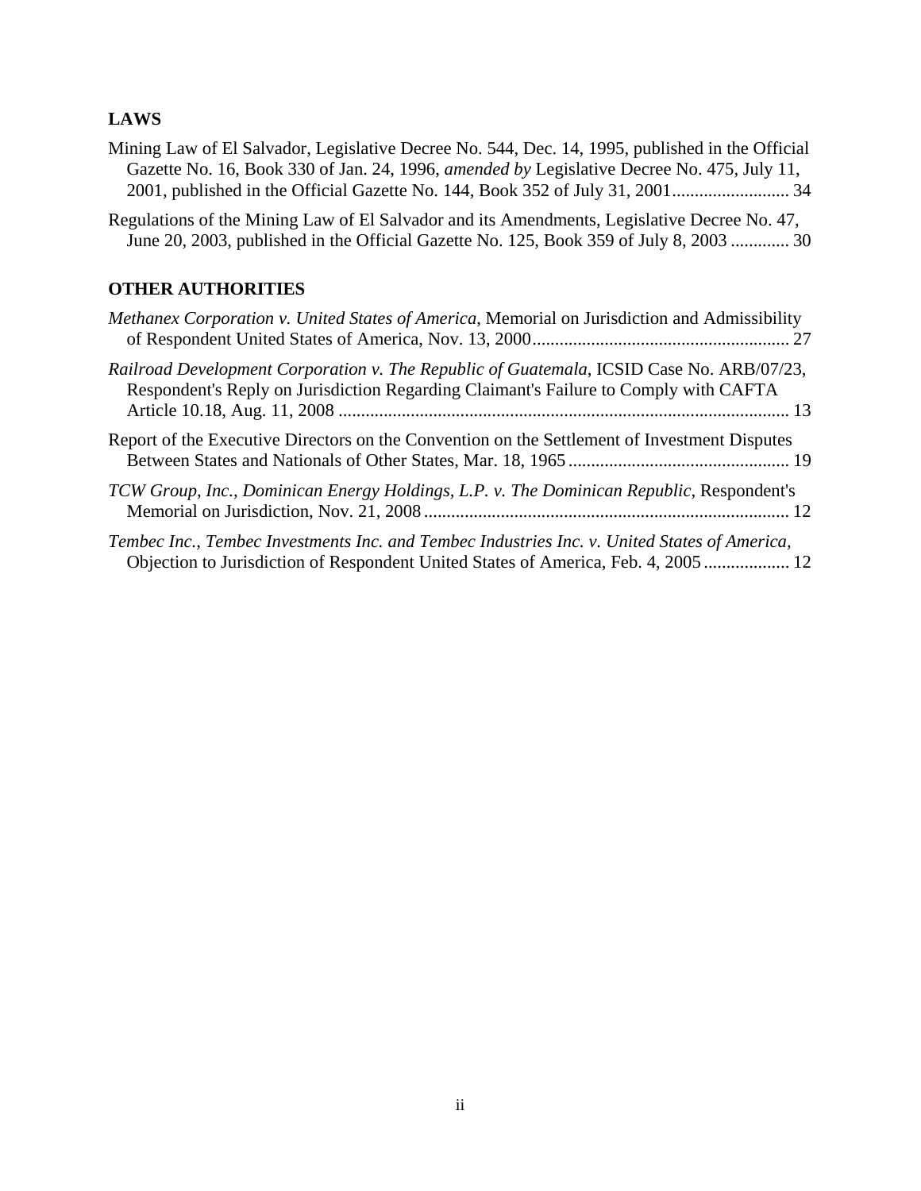**LAWS**

Mining Law of El Salvador, Legislative Decree No. 544, Dec. 14, 1995, published in the Official Gazette No. 16, Book 330 of Jan. 24, 1996, *amended by* Legislative Decree No. 475, July 11, 2001, published in the Official Gazette No. 144, Book 352 of July 31, 2001 .......................... 34

Regulations of the Mining Law of El Salvador and its Amendments, Legislative Decree No. 47, June 20, 2003, published in the Official Gazette No. 125, Book 359 of July 8, 2003 ............. 30

**OTHER AUTHORITIES**

*Methanex Corporation v. United States of America*, Memorial on Jurisdiction and Admissibility of Respondent United States of America, Nov. 13, 2000......................................................... 27

*Railroad Development Corporation v. The Republic of Guatemala*, ICSID Case No. ARB/07/23, Respondent's Reply on Jurisdiction Regarding Claimant's Failure to Comply with CAFTA Article 10.18, Aug. 11, 2008 .................................................................................................... 13

Report of the Executive Directors on the Convention on the Settlement of Investment Disputes Between States and Nationals of Other States, Mar. 18, 1965 ................................................. 19

*TCW Group, Inc., Dominican Energy Holdings, L.P. v. The Dominican Republic*, Respondent's Memorial on Jurisdiction, Nov. 21, 2008 ................................................................................. 12

*Tembec Inc., Tembec Investments Inc. and Tembec Industries Inc. v. United States of America*, Objection to Jurisdiction of Respondent United States of America, Feb. 4, 2005 ................... 12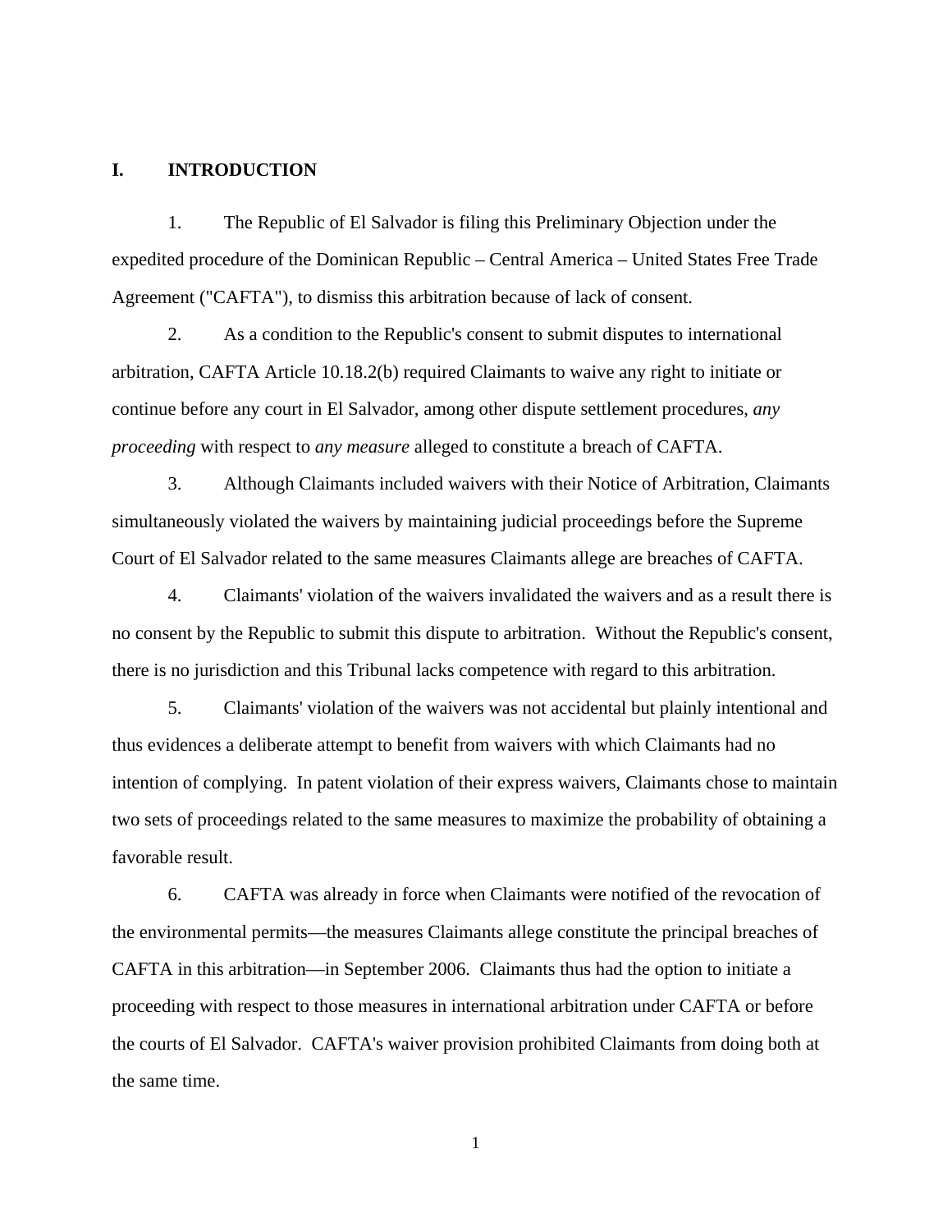## I. INTRODUCTION

1. The Republic of El Salvador is filing this Preliminary Objection under the expedited procedure of the Dominican Republic – Central America – United States Free Trade Agreement ("CAFTA"), to dismiss this arbitration because of lack of consent.

2. As a condition to the Republic's consent to submit disputes to international arbitration, CAFTA Article 10.18.2(b) required Claimants to waive any right to initiate or continue before any court in El Salvador, among other dispute settlement procedures, *any proceeding* with respect to *any measure* alleged to constitute a breach of CAFTA.

3. Although Claimants included waivers with their Notice of Arbitration, Claimants simultaneously violated the waivers by maintaining judicial proceedings before the Supreme Court of El Salvador related to the same measures Claimants allege are breaches of CAFTA.

4. Claimants' violation of the waivers invalidated the waivers and as a result there is no consent by the Republic to submit this dispute to arbitration. Without the Republic's consent, there is no jurisdiction and this Tribunal lacks competence with regard to this arbitration.

5. Claimants' violation of the waivers was not accidental but plainly intentional and thus evidences a deliberate attempt to benefit from waivers with which Claimants had no intention of complying. In patent violation of their express waivers, Claimants chose to maintain two sets of proceedings related to the same measures to maximize the probability of obtaining a favorable result.

6. CAFTA was already in force when Claimants were notified of the revocation of the environmental permits—the measures Claimants allege constitute the principal breaches of CAFTA in this arbitration—in September 2006. Claimants thus had the option to initiate a proceeding with respect to those measures in international arbitration under CAFTA or before the courts of El Salvador. CAFTA's waiver provision prohibited Claimants from doing both at the same time.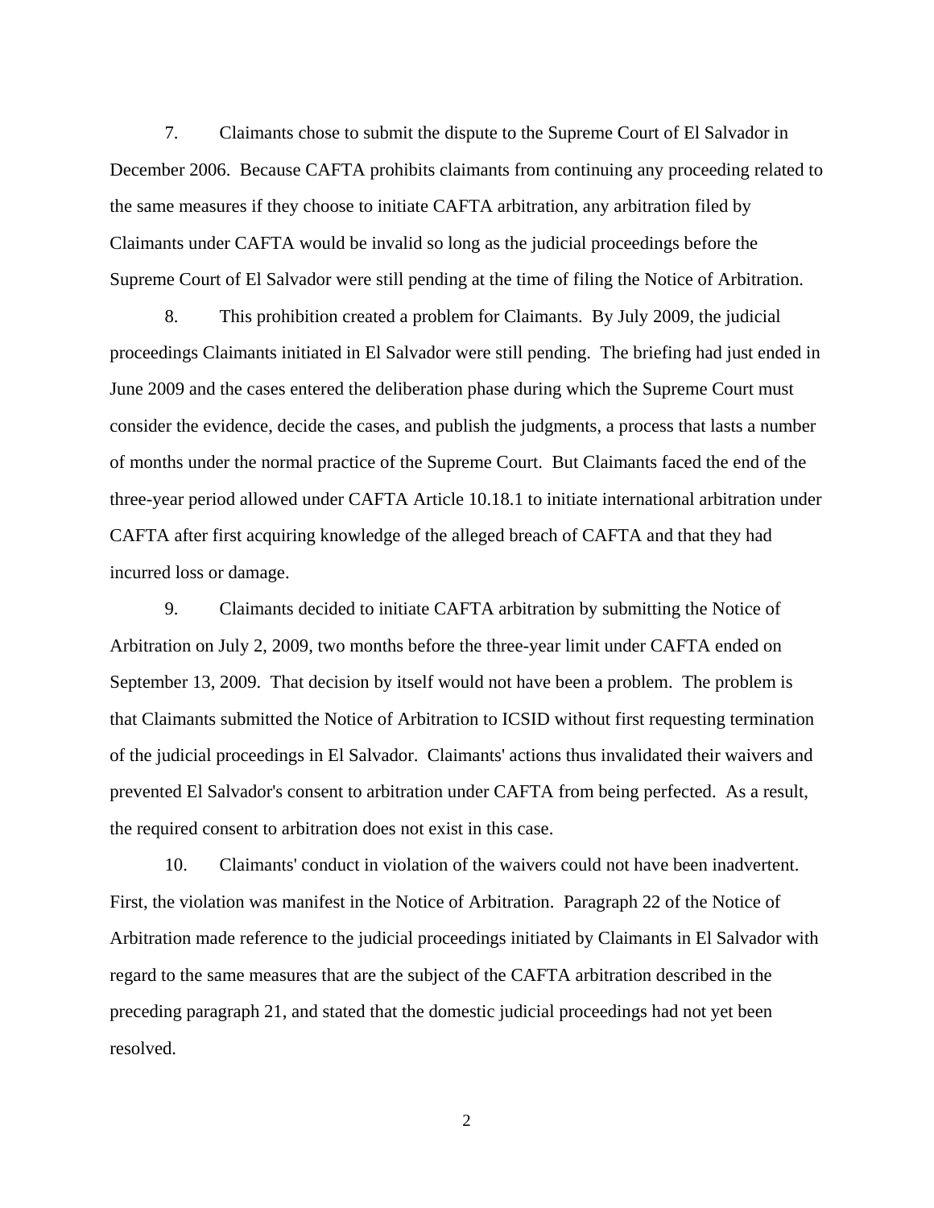7. Claimants chose to submit the dispute to the Supreme Court of El Salvador in December 2006. Because CAFTA prohibits claimants from continuing any proceeding related to the same measures if they choose to initiate CAFTA arbitration, any arbitration filed by Claimants under CAFTA would be invalid so long as the judicial proceedings before the Supreme Court of El Salvador were still pending at the time of filing the Notice of Arbitration.

8. This prohibition created a problem for Claimants. By July 2009, the judicial proceedings Claimants initiated in El Salvador were still pending. The briefing had just ended in June 2009 and the cases entered the deliberation phase during which the Supreme Court must consider the evidence, decide the cases, and publish the judgments, a process that lasts a number of months under the normal practice of the Supreme Court. But Claimants faced the end of the three-year period allowed under CAFTA Article 10.18.1 to initiate international arbitration under CAFTA after first acquiring knowledge of the alleged breach of CAFTA and that they had incurred loss or damage.

9. Claimants decided to initiate CAFTA arbitration by submitting the Notice of Arbitration on July 2, 2009, two months before the three-year limit under CAFTA ended on September 13, 2009. That decision by itself would not have been a problem. The problem is that Claimants submitted the Notice of Arbitration to ICSID without first requesting termination of the judicial proceedings in El Salvador. Claimants' actions thus invalidated their waivers and prevented El Salvador's consent to arbitration under CAFTA from being perfected. As a result, the required consent to arbitration does not exist in this case.

10. Claimants' conduct in violation of the waivers could not have been inadvertent. First, the violation was manifest in the Notice of Arbitration. Paragraph 22 of the Notice of Arbitration made reference to the judicial proceedings initiated by Claimants in El Salvador with regard to the same measures that are the subject of the CAFTA arbitration described in the preceding paragraph 21, and stated that the domestic judicial proceedings had not yet been resolved.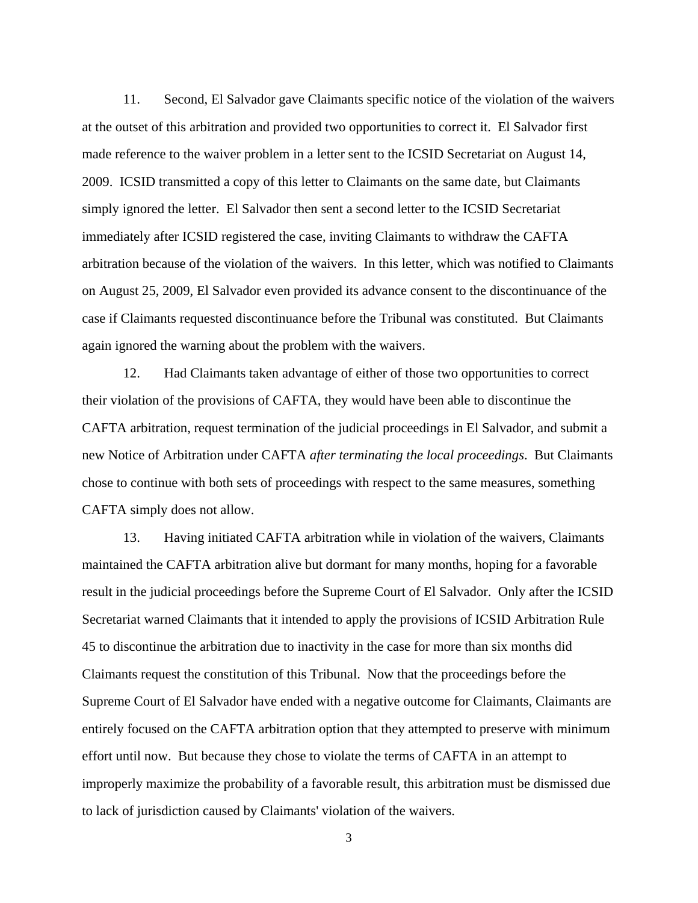11. Second, El Salvador gave Claimants specific notice of the violation of the waivers at the outset of this arbitration and provided two opportunities to correct it. El Salvador first made reference to the waiver problem in a letter sent to the ICSID Secretariat on August 14, 2009. ICSID transmitted a copy of this letter to Claimants on the same date, but Claimants simply ignored the letter. El Salvador then sent a second letter to the ICSID Secretariat immediately after ICSID registered the case, inviting Claimants to withdraw the CAFTA arbitration because of the violation of the waivers. In this letter, which was notified to Claimants on August 25, 2009, El Salvador even provided its advance consent to the discontinuance of the case if Claimants requested discontinuance before the Tribunal was constituted. But Claimants again ignored the warning about the problem with the waivers.

12. Had Claimants taken advantage of either of those two opportunities to correct their violation of the provisions of CAFTA, they would have been able to discontinue the CAFTA arbitration, request termination of the judicial proceedings in El Salvador, and submit a new Notice of Arbitration under CAFTA *after terminating the local proceedings*. But Claimants chose to continue with both sets of proceedings with respect to the same measures, something CAFTA simply does not allow.

13. Having initiated CAFTA arbitration while in violation of the waivers, Claimants maintained the CAFTA arbitration alive but dormant for many months, hoping for a favorable result in the judicial proceedings before the Supreme Court of El Salvador. Only after the ICSID Secretariat warned Claimants that it intended to apply the provisions of ICSID Arbitration Rule 45 to discontinue the arbitration due to inactivity in the case for more than six months did Claimants request the constitution of this Tribunal. Now that the proceedings before the Supreme Court of El Salvador have ended with a negative outcome for Claimants, Claimants are entirely focused on the CAFTA arbitration option that they attempted to preserve with minimum effort until now. But because they chose to violate the terms of CAFTA in an attempt to improperly maximize the probability of a favorable result, this arbitration must be dismissed due to lack of jurisdiction caused by Claimants' violation of the waivers.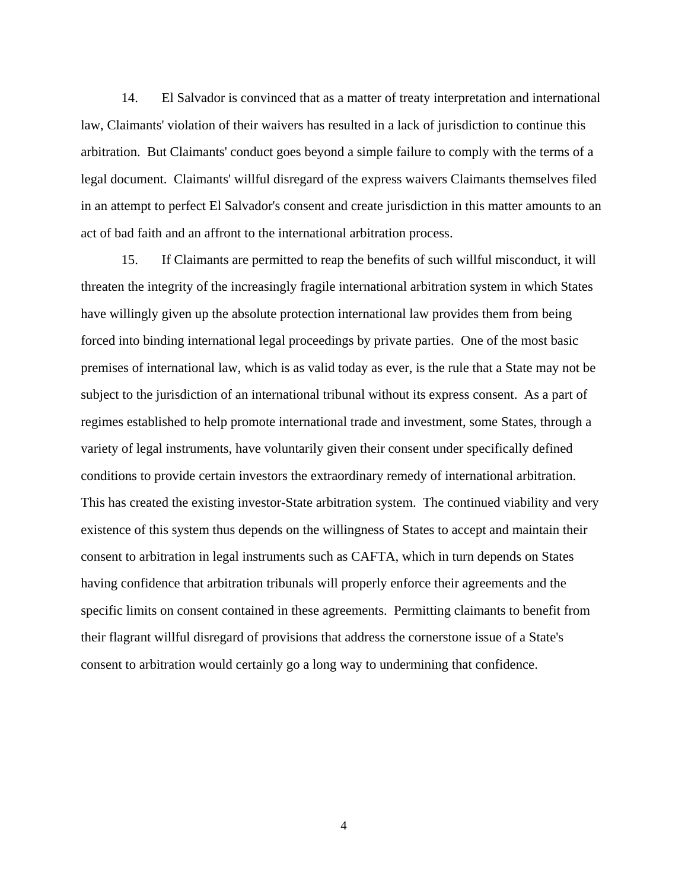14. El Salvador is convinced that as a matter of treaty interpretation and international law, Claimants' violation of their waivers has resulted in a lack of jurisdiction to continue this arbitration. But Claimants' conduct goes beyond a simple failure to comply with the terms of a legal document. Claimants' willful disregard of the express waivers Claimants themselves filed in an attempt to perfect El Salvador's consent and create jurisdiction in this matter amounts to an act of bad faith and an affront to the international arbitration process.

15. If Claimants are permitted to reap the benefits of such willful misconduct, it will threaten the integrity of the increasingly fragile international arbitration system in which States have willingly given up the absolute protection international law provides them from being forced into binding international legal proceedings by private parties. One of the most basic premises of international law, which is as valid today as ever, is the rule that a State may not be subject to the jurisdiction of an international tribunal without its express consent. As a part of regimes established to help promote international trade and investment, some States, through a variety of legal instruments, have voluntarily given their consent under specifically defined conditions to provide certain investors the extraordinary remedy of international arbitration. This has created the existing investor-State arbitration system. The continued viability and very existence of this system thus depends on the willingness of States to accept and maintain their consent to arbitration in legal instruments such as CAFTA, which in turn depends on States having confidence that arbitration tribunals will properly enforce their agreements and the specific limits on consent contained in these agreements. Permitting claimants to benefit from their flagrant willful disregard of provisions that address the cornerstone issue of a State's consent to arbitration would certainly go a long way to undermining that confidence.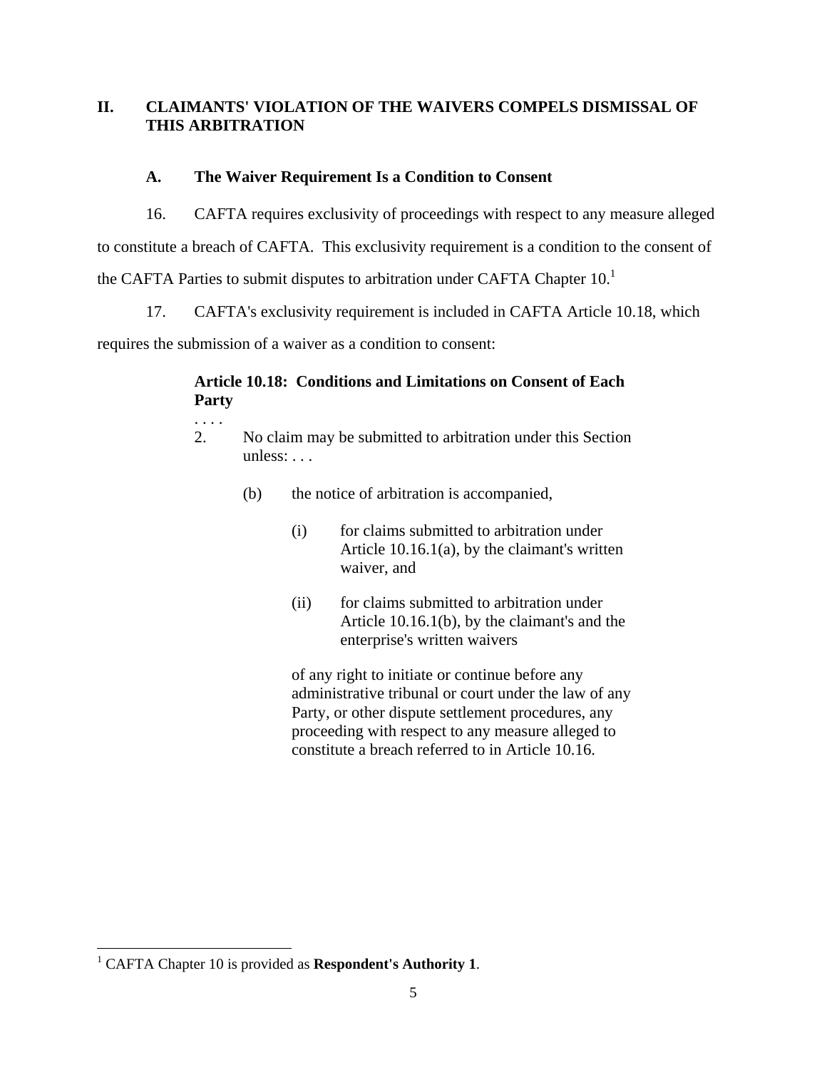## II. CLAIMANTS' VIOLATION OF THE WAIVERS COMPELS DISMISSAL OF THIS ARBITRATION

### A. The Waiver Requirement Is a Condition to Consent

16. CAFTA requires exclusivity of proceedings with respect to any measure alleged to constitute a breach of CAFTA. This exclusivity requirement is a condition to the consent of the CAFTA Parties to submit disputes to arbitration under CAFTA Chapter 10.[1]

17. CAFTA's exclusivity requirement is included in CAFTA Article 10.18, which requires the submission of a waiver as a condition to consent:

> **Article 10.18: Conditions and Limitations on Consent of Each Party**
>
> . . . .
>
> 2. No claim may be submitted to arbitration under this Section unless: . . .
>
>    (b) the notice of arbitration is accompanied,
>
>       (i) for claims submitted to arbitration under Article 10.16.1(a), by the claimant's written waiver, and
>
>       (ii) for claims submitted to arbitration under Article 10.16.1(b), by the claimant's and the enterprise's written waivers
>
>    of any right to initiate or continue before any administrative tribunal or court under the law of any Party, or other dispute settlement procedures, any proceeding with respect to any measure alleged to constitute a breach referred to in Article 10.16.

[1] CAFTA Chapter 10 is provided as **Respondent's Authority 1**.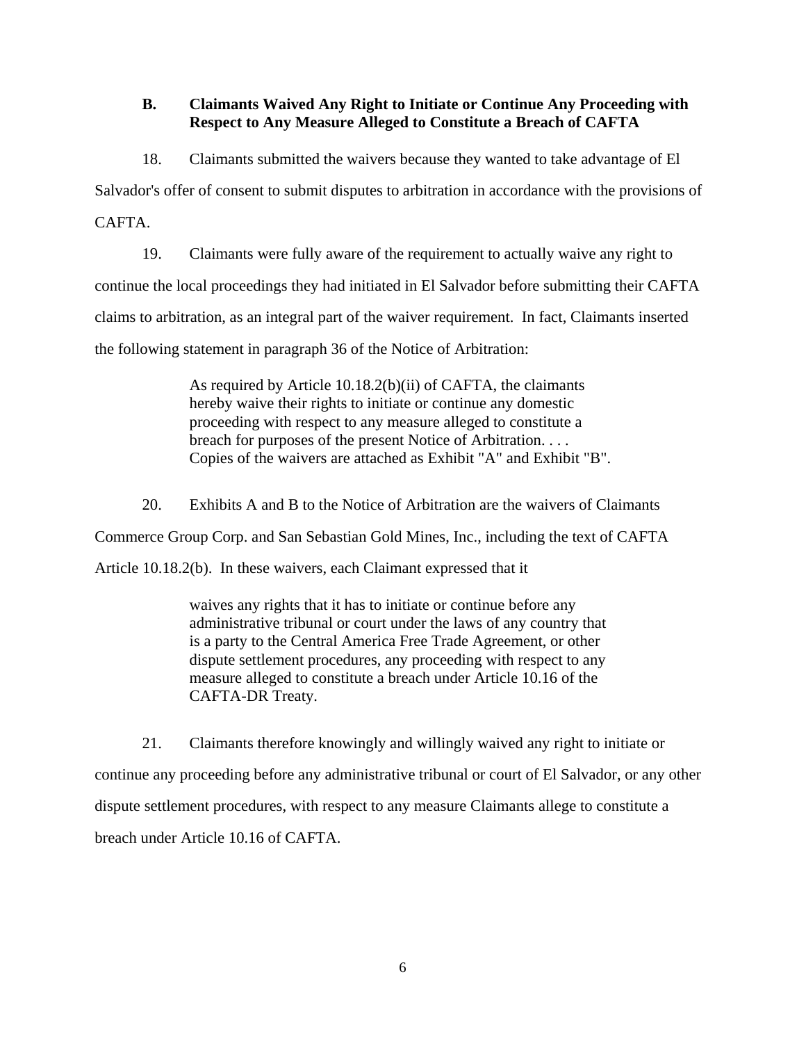### B. Claimants Waived Any Right to Initiate or Continue Any Proceeding with Respect to Any Measure Alleged to Constitute a Breach of CAFTA

18. Claimants submitted the waivers because they wanted to take advantage of El Salvador's offer of consent to submit disputes to arbitration in accordance with the provisions of CAFTA.

19. Claimants were fully aware of the requirement to actually waive any right to continue the local proceedings they had initiated in El Salvador before submitting their CAFTA claims to arbitration, as an integral part of the waiver requirement. In fact, Claimants inserted the following statement in paragraph 36 of the Notice of Arbitration:

> As required by Article 10.18.2(b)(ii) of CAFTA, the claimants hereby waive their rights to initiate or continue any domestic proceeding with respect to any measure alleged to constitute a breach for purposes of the present Notice of Arbitration. . . . Copies of the waivers are attached as Exhibit "A" and Exhibit "B".

20. Exhibits A and B to the Notice of Arbitration are the waivers of Claimants Commerce Group Corp. and San Sebastian Gold Mines, Inc., including the text of CAFTA Article 10.18.2(b). In these waivers, each Claimant expressed that it

> waives any rights that it has to initiate or continue before any administrative tribunal or court under the laws of any country that is a party to the Central America Free Trade Agreement, or other dispute settlement procedures, any proceeding with respect to any measure alleged to constitute a breach under Article 10.16 of the CAFTA-DR Treaty.

21. Claimants therefore knowingly and willingly waived any right to initiate or continue any proceeding before any administrative tribunal or court of El Salvador, or any other dispute settlement procedures, with respect to any measure Claimants allege to constitute a breach under Article 10.16 of CAFTA.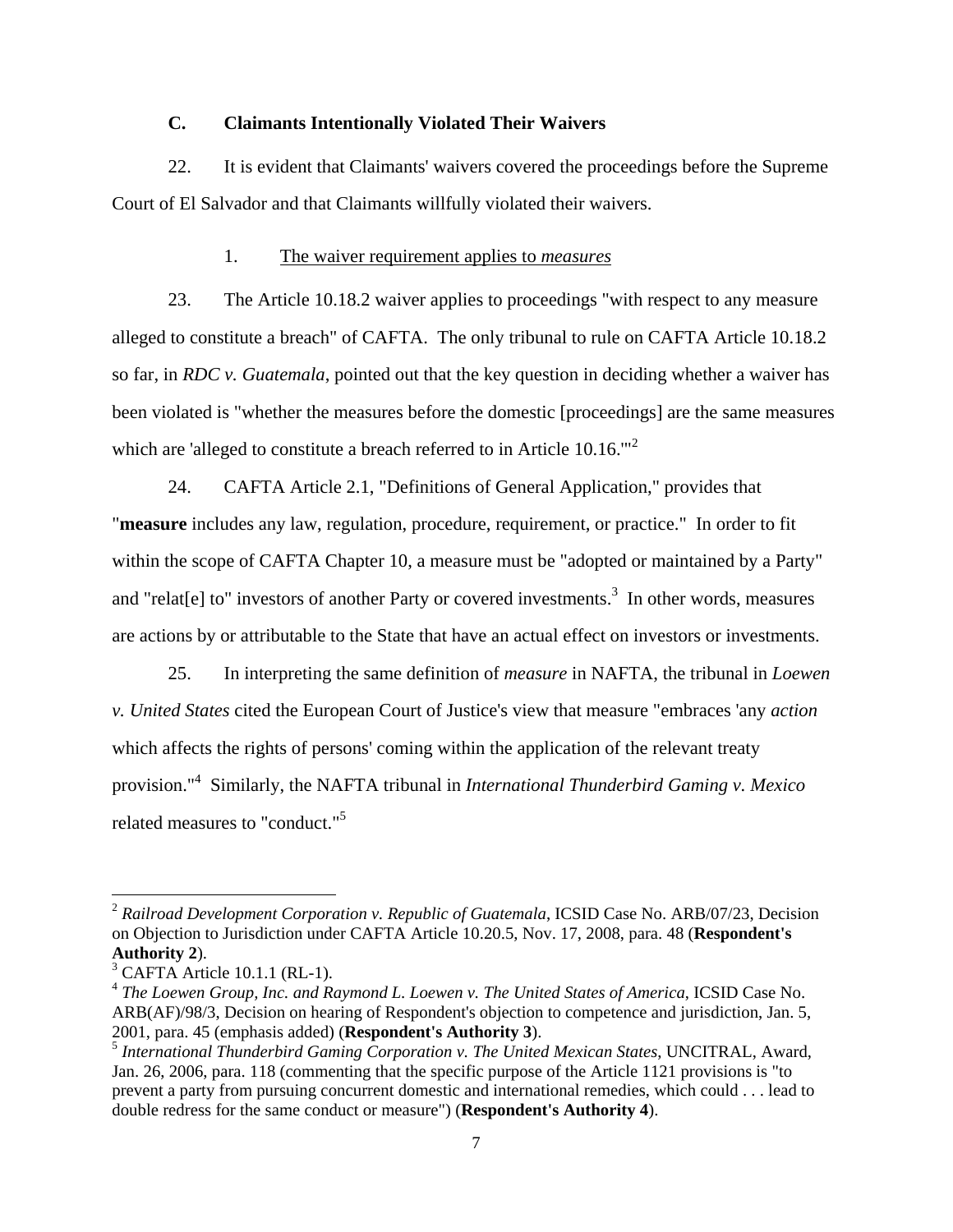### C. Claimants Intentionally Violated Their Waivers

22. It is evident that Claimants' waivers covered the proceedings before the Supreme Court of El Salvador and that Claimants willfully violated their waivers.

#### 1. The waiver requirement applies to *measures*

23. The Article 10.18.2 waiver applies to proceedings "with respect to any measure alleged to constitute a breach" of CAFTA. The only tribunal to rule on CAFTA Article 10.18.2 so far, in *RDC v. Guatemala*, pointed out that the key question in deciding whether a waiver has been violated is "whether the measures before the domestic [proceedings] are the same measures which are 'alleged to constitute a breach referred to in Article 10.16.'"[2]

24. CAFTA Article 2.1, "Definitions of General Application," provides that "**measure** includes any law, regulation, procedure, requirement, or practice." In order to fit within the scope of CAFTA Chapter 10, a measure must be "adopted or maintained by a Party" and "relat[e] to" investors of another Party or covered investments.[3] In other words, measures are actions by or attributable to the State that have an actual effect on investors or investments.

25. In interpreting the same definition of *measure* in NAFTA, the tribunal in *Loewen v. United States* cited the European Court of Justice's view that measure "embraces 'any *action* which affects the rights of persons' coming within the application of the relevant treaty provision."[4] Similarly, the NAFTA tribunal in *International Thunderbird Gaming v. Mexico* related measures to "conduct."[5]

---

[2] *Railroad Development Corporation v. Republic of Guatemala*, ICSID Case No. ARB/07/23, Decision on Objection to Jurisdiction under CAFTA Article 10.20.5, Nov. 17, 2008, para. 48 (**Respondent's Authority 2**).

[3] CAFTA Article 10.1.1 (RL-1).

[4] *The Loewen Group, Inc. and Raymond L. Loewen v. The United States of America*, ICSID Case No. ARB(AF)/98/3, Decision on hearing of Respondent's objection to competence and jurisdiction, Jan. 5, 2001, para. 45 (emphasis added) (**Respondent's Authority 3**).

[5] *International Thunderbird Gaming Corporation v. The United Mexican States*, UNCITRAL, Award, Jan. 26, 2006, para. 118 (commenting that the specific purpose of the Article 1121 provisions is "to prevent a party from pursuing concurrent domestic and international remedies, which could . . . lead to double redress for the same conduct or measure") (**Respondent's Authority 4**).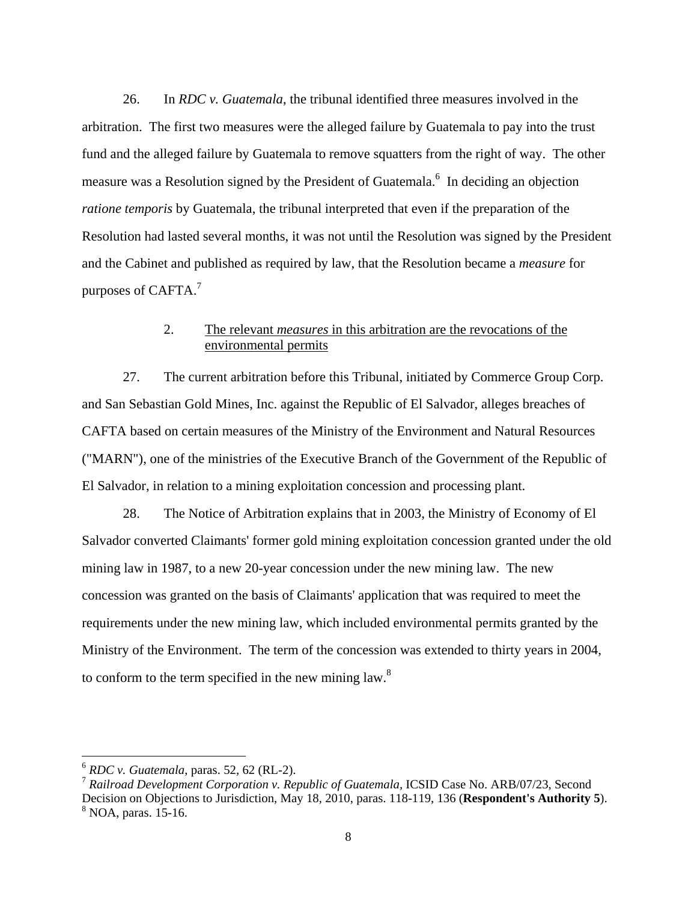26. In *RDC v. Guatemala*, the tribunal identified three measures involved in the arbitration. The first two measures were the alleged failure by Guatemala to pay into the trust fund and the alleged failure by Guatemala to remove squatters from the right of way. The other measure was a Resolution signed by the President of Guatemala.[6] In deciding an objection *ratione temporis* by Guatemala, the tribunal interpreted that even if the preparation of the Resolution had lasted several months, it was not until the Resolution was signed by the President and the Cabinet and published as required by law, that the Resolution became a *measure* for purposes of CAFTA.[7]

### 2. The relevant *measures* in this arbitration are the revocations of the environmental permits

27. The current arbitration before this Tribunal, initiated by Commerce Group Corp. and San Sebastian Gold Mines, Inc. against the Republic of El Salvador, alleges breaches of CAFTA based on certain measures of the Ministry of the Environment and Natural Resources ("MARN"), one of the ministries of the Executive Branch of the Government of the Republic of El Salvador, in relation to a mining exploitation concession and processing plant.

28. The Notice of Arbitration explains that in 2003, the Ministry of Economy of El Salvador converted Claimants' former gold mining exploitation concession granted under the old mining law in 1987, to a new 20-year concession under the new mining law. The new concession was granted on the basis of Claimants' application that was required to meet the requirements under the new mining law, which included environmental permits granted by the Ministry of the Environment. The term of the concession was extended to thirty years in 2004, to conform to the term specified in the new mining law.[8]

---

[6] *RDC v. Guatemala*, paras. 52, 62 (RL-2).

[7] *Railroad Development Corporation v. Republic of Guatemala*, ICSID Case No. ARB/07/23, Second Decision on Objections to Jurisdiction, May 18, 2010, paras. 118-119, 136 (**Respondent's Authority 5**).

[8] NOA, paras. 15-16.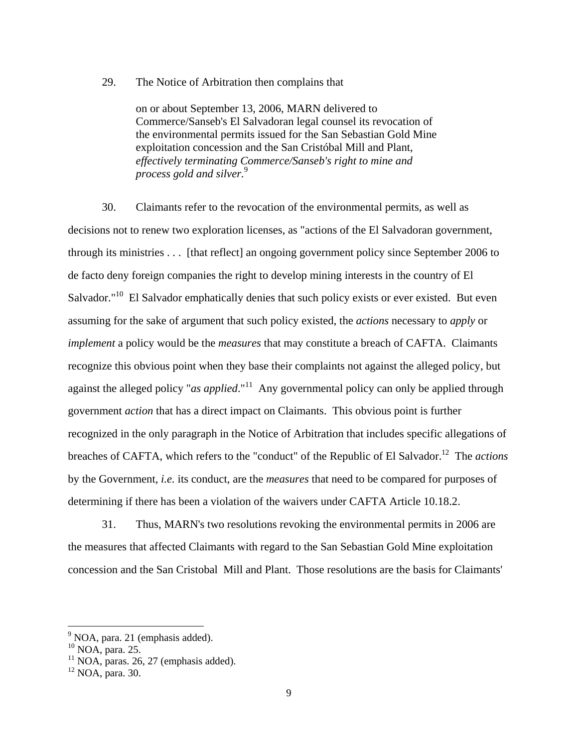29. The Notice of Arbitration then complains that

> on or about September 13, 2006, MARN delivered to Commerce/Sanseb's El Salvadoran legal counsel its revocation of the environmental permits issued for the San Sebastian Gold Mine exploitation concession and the San Cristóbal Mill and Plant, *effectively terminating Commerce/Sanseb's right to mine and process gold and silver*.[9]

30. Claimants refer to the revocation of the environmental permits, as well as decisions not to renew two exploration licenses, as "actions of the El Salvadoran government, through its ministries . . . [that reflect] an ongoing government policy since September 2006 to de facto deny foreign companies the right to develop mining interests in the country of El Salvador."[10] El Salvador emphatically denies that such policy exists or ever existed. But even assuming for the sake of argument that such policy existed, the *actions* necessary to *apply* or *implement* a policy would be the *measures* that may constitute a breach of CAFTA. Claimants recognize this obvious point when they base their complaints not against the alleged policy, but against the alleged policy "*as applied*."[11] Any governmental policy can only be applied through government *action* that has a direct impact on Claimants. This obvious point is further recognized in the only paragraph in the Notice of Arbitration that includes specific allegations of breaches of CAFTA, which refers to the "conduct" of the Republic of El Salvador.[12] The *actions* by the Government, *i.e.* its conduct, are the *measures* that need to be compared for purposes of determining if there has been a violation of the waivers under CAFTA Article 10.18.2.

31. Thus, MARN's two resolutions revoking the environmental permits in 2006 are the measures that affected Claimants with regard to the San Sebastian Gold Mine exploitation concession and the San Cristobal Mill and Plant. Those resolutions are the basis for Claimants'

---

[9] NOA, para. 21 (emphasis added).
[10] NOA, para. 25.
[11] NOA, paras. 26, 27 (emphasis added).
[12] NOA, para. 30.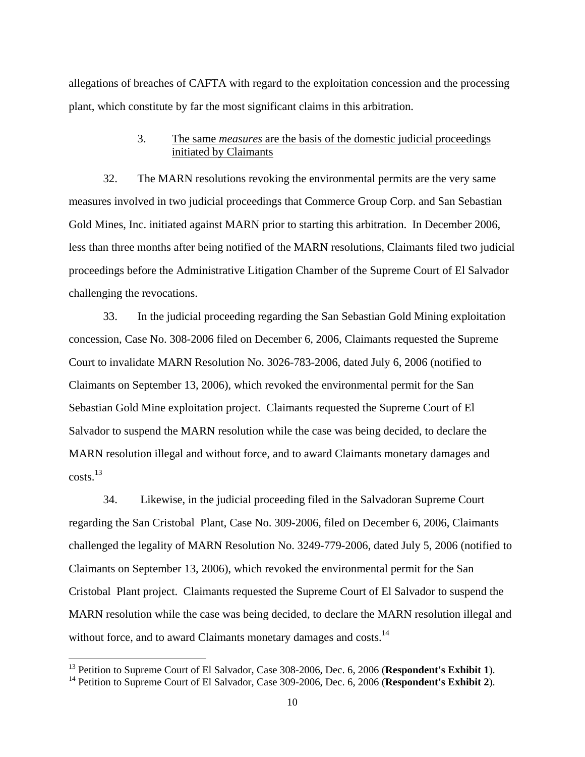allegations of breaches of CAFTA with regard to the exploitation concession and the processing plant, which constitute by far the most significant claims in this arbitration.

### 3. The same *measures* are the basis of the domestic judicial proceedings initiated by Claimants

32. The MARN resolutions revoking the environmental permits are the very same measures involved in two judicial proceedings that Commerce Group Corp. and San Sebastian Gold Mines, Inc. initiated against MARN prior to starting this arbitration. In December 2006, less than three months after being notified of the MARN resolutions, Claimants filed two judicial proceedings before the Administrative Litigation Chamber of the Supreme Court of El Salvador challenging the revocations.

33. In the judicial proceeding regarding the San Sebastian Gold Mining exploitation concession, Case No. 308-2006 filed on December 6, 2006, Claimants requested the Supreme Court to invalidate MARN Resolution No. 3026-783-2006, dated July 6, 2006 (notified to Claimants on September 13, 2006), which revoked the environmental permit for the San Sebastian Gold Mine exploitation project. Claimants requested the Supreme Court of El Salvador to suspend the MARN resolution while the case was being decided, to declare the MARN resolution illegal and without force, and to award Claimants monetary damages and costs.[13]

34. Likewise, in the judicial proceeding filed in the Salvadoran Supreme Court regarding the San Cristobal Plant, Case No. 309-2006, filed on December 6, 2006, Claimants challenged the legality of MARN Resolution No. 3249-779-2006, dated July 5, 2006 (notified to Claimants on September 13, 2006), which revoked the environmental permit for the San Cristobal Plant project. Claimants requested the Supreme Court of El Salvador to suspend the MARN resolution while the case was being decided, to declare the MARN resolution illegal and without force, and to award Claimants monetary damages and costs.[14]

---

[13] Petition to Supreme Court of El Salvador, Case 308-2006, Dec. 6, 2006 (**Respondent's Exhibit 1**).

[14] Petition to Supreme Court of El Salvador, Case 309-2006, Dec. 6, 2006 (**Respondent's Exhibit 2**).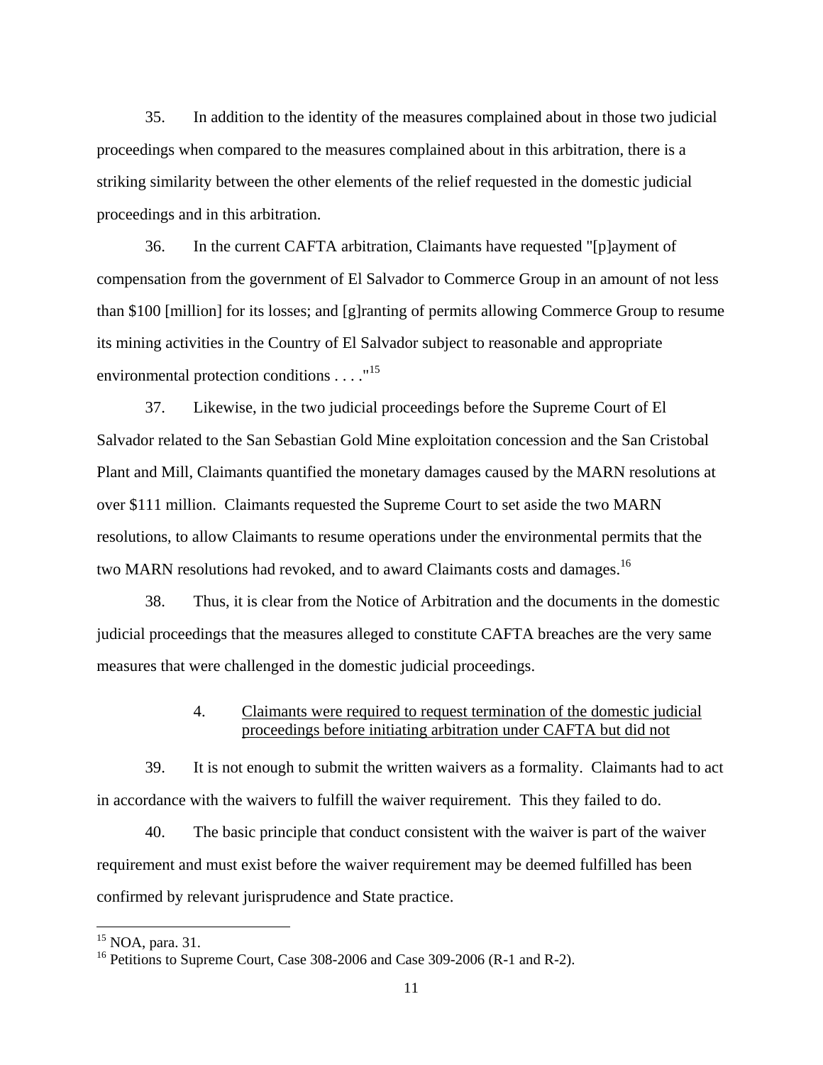35. In addition to the identity of the measures complained about in those two judicial proceedings when compared to the measures complained about in this arbitration, there is a striking similarity between the other elements of the relief requested in the domestic judicial proceedings and in this arbitration.

36. In the current CAFTA arbitration, Claimants have requested "[p]ayment of compensation from the government of El Salvador to Commerce Group in an amount of not less than $100 [million] for its losses; and [g]ranting of permits allowing Commerce Group to resume its mining activities in the Country of El Salvador subject to reasonable and appropriate environmental protection conditions . . . ."[15]

37. Likewise, in the two judicial proceedings before the Supreme Court of El Salvador related to the San Sebastian Gold Mine exploitation concession and the San Cristobal Plant and Mill, Claimants quantified the monetary damages caused by the MARN resolutions at over $111 million. Claimants requested the Supreme Court to set aside the two MARN resolutions, to allow Claimants to resume operations under the environmental permits that the two MARN resolutions had revoked, and to award Claimants costs and damages.[16]

38. Thus, it is clear from the Notice of Arbitration and the documents in the domestic judicial proceedings that the measures alleged to constitute CAFTA breaches are the very same measures that were challenged in the domestic judicial proceedings.

#### 4. Claimants were required to request termination of the domestic judicial proceedings before initiating arbitration under CAFTA but did not

39. It is not enough to submit the written waivers as a formality. Claimants had to act in accordance with the waivers to fulfill the waiver requirement. This they failed to do.

40. The basic principle that conduct consistent with the waiver is part of the waiver requirement and must exist before the waiver requirement may be deemed fulfilled has been confirmed by relevant jurisprudence and State practice.

---

[15] NOA, para. 31.

[16] Petitions to Supreme Court, Case 308-2006 and Case 309-2006 (R-1 and R-2).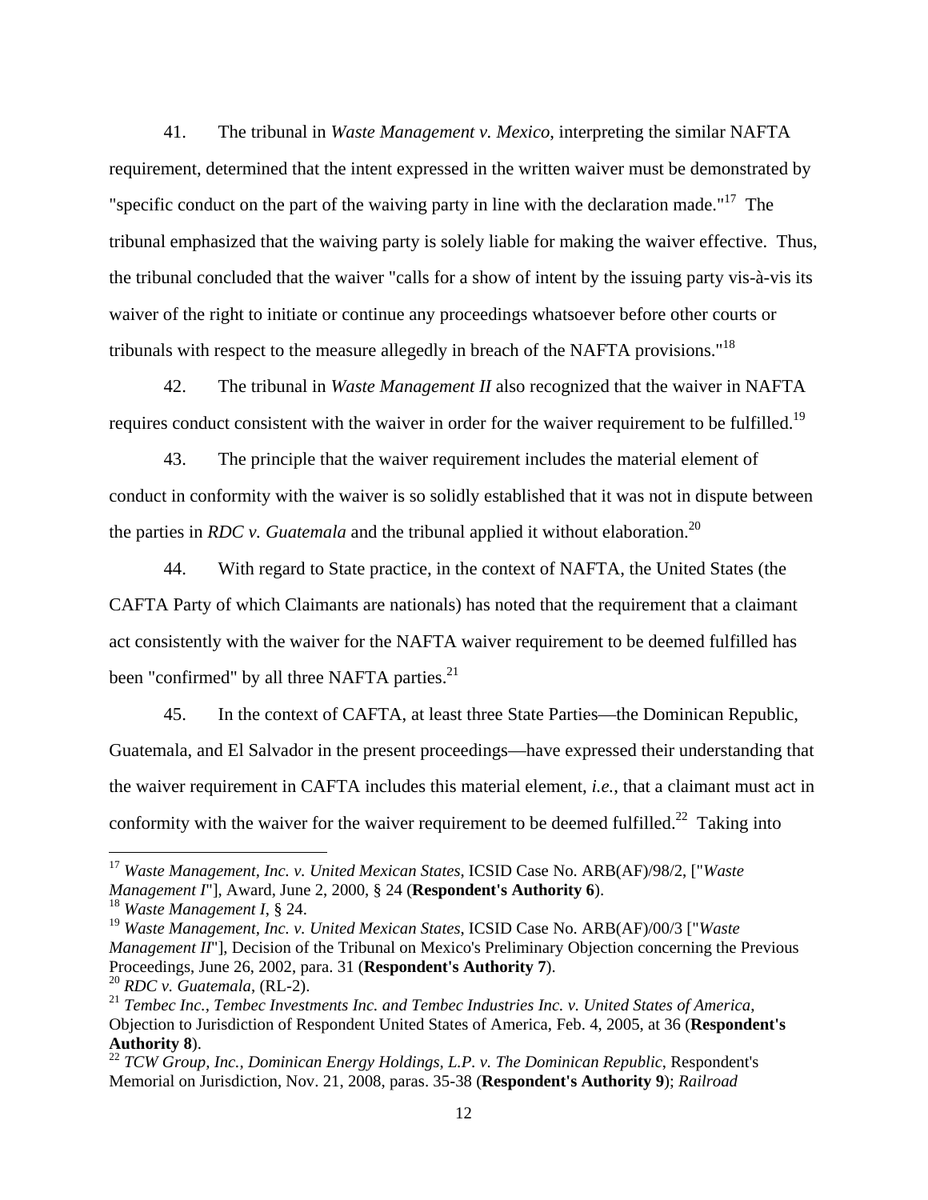41. The tribunal in *Waste Management v. Mexico*, interpreting the similar NAFTA requirement, determined that the intent expressed in the written waiver must be demonstrated by "specific conduct on the part of the waiving party in line with the declaration made."[17] The tribunal emphasized that the waiving party is solely liable for making the waiver effective. Thus, the tribunal concluded that the waiver "calls for a show of intent by the issuing party vis-à-vis its waiver of the right to initiate or continue any proceedings whatsoever before other courts or tribunals with respect to the measure allegedly in breach of the NAFTA provisions."[18]

42. The tribunal in *Waste Management II* also recognized that the waiver in NAFTA requires conduct consistent with the waiver in order for the waiver requirement to be fulfilled.[19]

43. The principle that the waiver requirement includes the material element of conduct in conformity with the waiver is so solidly established that it was not in dispute between the parties in *RDC v. Guatemala* and the tribunal applied it without elaboration.[20]

44. With regard to State practice, in the context of NAFTA, the United States (the CAFTA Party of which Claimants are nationals) has noted that the requirement that a claimant act consistently with the waiver for the NAFTA waiver requirement to be deemed fulfilled has been "confirmed" by all three NAFTA parties.[21]

45. In the context of CAFTA, at least three State Parties—the Dominican Republic, Guatemala, and El Salvador in the present proceedings—have expressed their understanding that the waiver requirement in CAFTA includes this material element, *i.e.*, that a claimant must act in conformity with the waiver for the waiver requirement to be deemed fulfilled.[22] Taking into

---

[17] *Waste Management, Inc. v. United Mexican States*, ICSID Case No. ARB(AF)/98/2, ["*Waste Management I*"], Award, June 2, 2000, § 24 (**Respondent's Authority 6**).

[18] *Waste Management I*, § 24.

[19] *Waste Management, Inc. v. United Mexican States*, ICSID Case No. ARB(AF)/00/3 ["*Waste Management II*"], Decision of the Tribunal on Mexico's Preliminary Objection concerning the Previous Proceedings, June 26, 2002, para. 31 (**Respondent's Authority 7**).

[20] *RDC v. Guatemala*, (RL-2).

[21] *Tembec Inc., Tembec Investments Inc. and Tembec Industries Inc. v. United States of America*, Objection to Jurisdiction of Respondent United States of America, Feb. 4, 2005, at 36 (**Respondent's Authority 8**).

[22] *TCW Group, Inc., Dominican Energy Holdings, L.P. v. The Dominican Republic*, Respondent's Memorial on Jurisdiction, Nov. 21, 2008, paras. 35-38 (**Respondent's Authority 9**); *Railroad*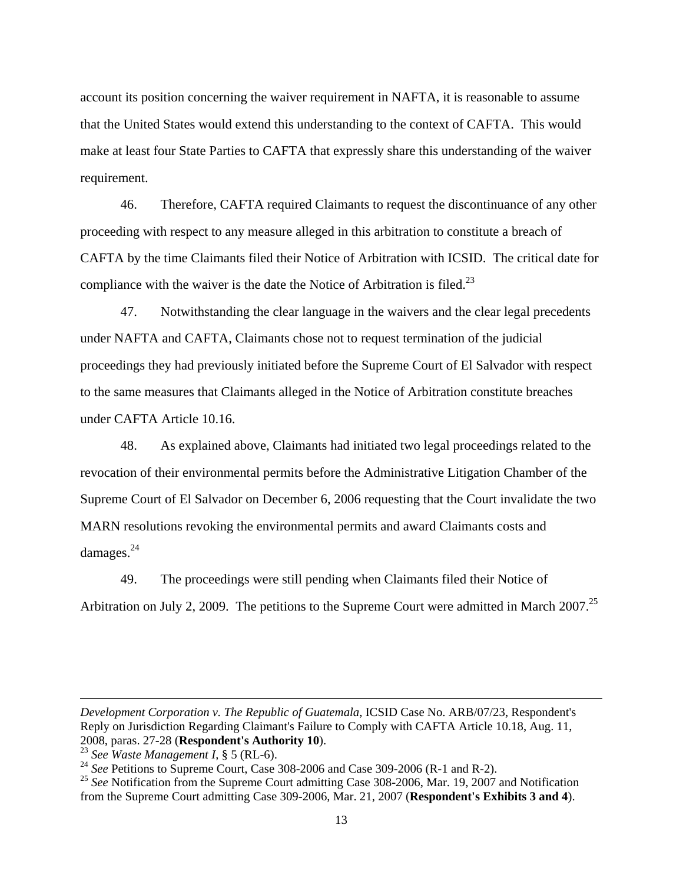account its position concerning the waiver requirement in NAFTA, it is reasonable to assume that the United States would extend this understanding to the context of CAFTA. This would make at least four State Parties to CAFTA that expressly share this understanding of the waiver requirement.

46. Therefore, CAFTA required Claimants to request the discontinuance of any other proceeding with respect to any measure alleged in this arbitration to constitute a breach of CAFTA by the time Claimants filed their Notice of Arbitration with ICSID. The critical date for compliance with the waiver is the date the Notice of Arbitration is filed.[23]

47. Notwithstanding the clear language in the waivers and the clear legal precedents under NAFTA and CAFTA, Claimants chose not to request termination of the judicial proceedings they had previously initiated before the Supreme Court of El Salvador with respect to the same measures that Claimants alleged in the Notice of Arbitration constitute breaches under CAFTA Article 10.16.

48. As explained above, Claimants had initiated two legal proceedings related to the revocation of their environmental permits before the Administrative Litigation Chamber of the Supreme Court of El Salvador on December 6, 2006 requesting that the Court invalidate the two MARN resolutions revoking the environmental permits and award Claimants costs and damages.[24]

49. The proceedings were still pending when Claimants filed their Notice of Arbitration on July 2, 2009. The petitions to the Supreme Court were admitted in March 2007.[25]

---

*Development Corporation v. The Republic of Guatemala*, ICSID Case No. ARB/07/23, Respondent's Reply on Jurisdiction Regarding Claimant's Failure to Comply with CAFTA Article 10.18, Aug. 11, 2008, paras. 27-28 (**Respondent's Authority 10**).

[23] *See Waste Management I*, § 5 (RL-6).

[24] *See* Petitions to Supreme Court, Case 308-2006 and Case 309-2006 (R-1 and R-2).

[25] *See* Notification from the Supreme Court admitting Case 308-2006, Mar. 19, 2007 and Notification from the Supreme Court admitting Case 309-2006, Mar. 21, 2007 (**Respondent's Exhibits 3 and 4**).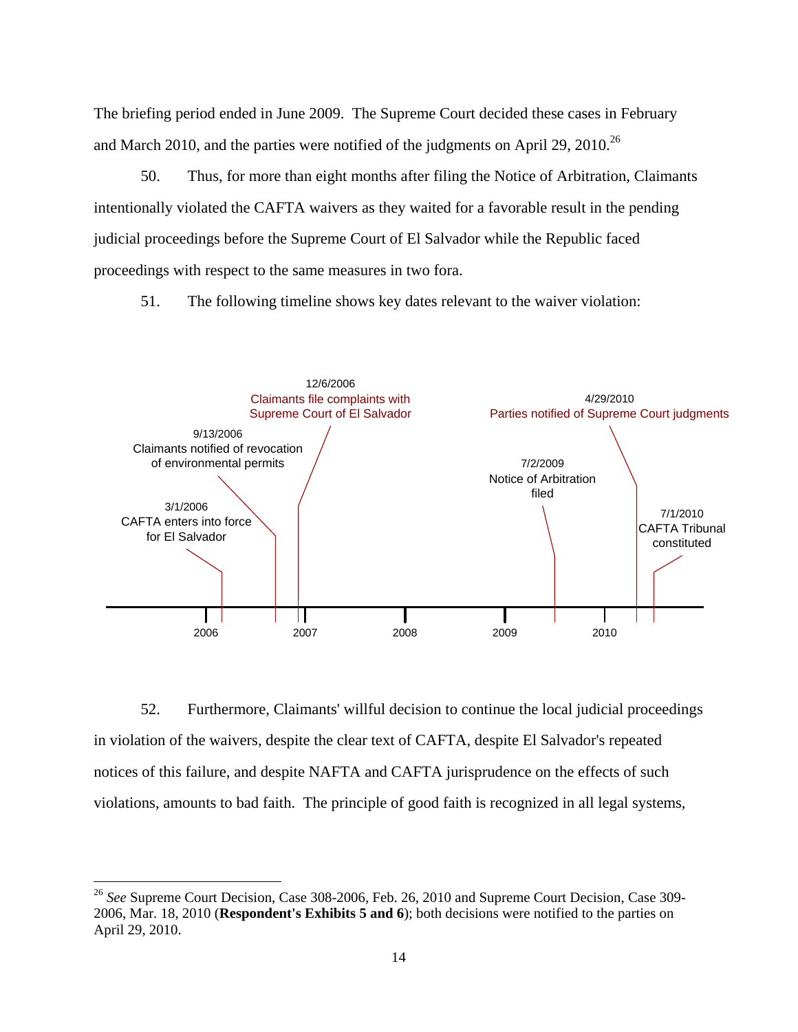The briefing period ended in June 2009. The Supreme Court decided these cases in February and March 2010, and the parties were notified of the judgments on April 29, 2010.[26]

50. Thus, for more than eight months after filing the Notice of Arbitration, Claimants intentionally violated the CAFTA waivers as they waited for a favorable result in the pending judicial proceedings before the Supreme Court of El Salvador while the Republic faced proceedings with respect to the same measures in two fora.

51. The following timeline shows key dates relevant to the waiver violation:

- 3/1/2006 — CAFTA enters into force for El Salvador
- 9/13/2006 — Claimants notified of revocation of environmental permits
- 12/6/2006 — Claimants file complaints with Supreme Court of El Salvador
- 7/2/2009 — Notice of Arbitration filed
- 4/29/2010 — Parties notified of Supreme Court judgments
- 7/1/2010 — CAFTA Tribunal constituted

52. Furthermore, Claimants' willful decision to continue the local judicial proceedings in violation of the waivers, despite the clear text of CAFTA, despite El Salvador's repeated notices of this failure, and despite NAFTA and CAFTA jurisprudence on the effects of such violations, amounts to bad faith. The principle of good faith is recognized in all legal systems,

[26] *See* Supreme Court Decision, Case 308-2006, Feb. 26, 2010 and Supreme Court Decision, Case 309-2006, Mar. 18, 2010 (**Respondent's Exhibits 5 and 6**); both decisions were notified to the parties on April 29, 2010.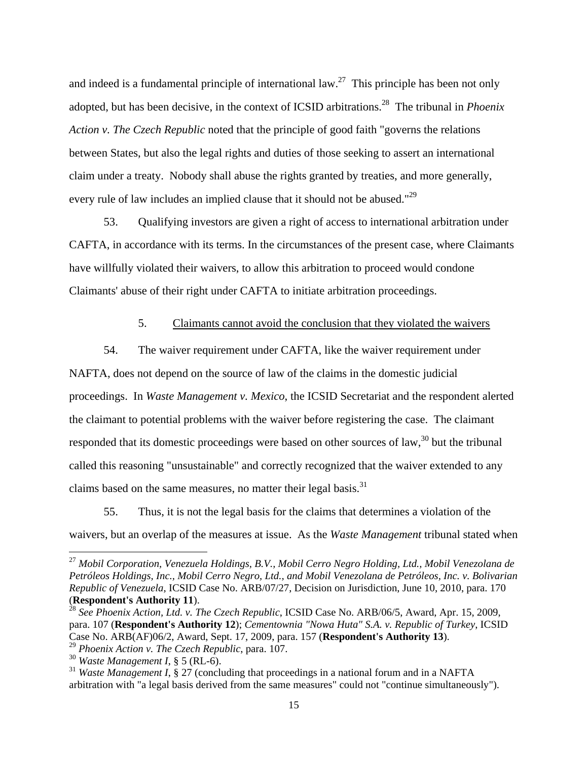and indeed is a fundamental principle of international law.[27] This principle has been not only adopted, but has been decisive, in the context of ICSID arbitrations.[28] The tribunal in *Phoenix Action v. The Czech Republic* noted that the principle of good faith "governs the relations between States, but also the legal rights and duties of those seeking to assert an international claim under a treaty. Nobody shall abuse the rights granted by treaties, and more generally, every rule of law includes an implied clause that it should not be abused."[29]

53. Qualifying investors are given a right of access to international arbitration under CAFTA, in accordance with its terms. In the circumstances of the present case, where Claimants have willfully violated their waivers, to allow this arbitration to proceed would condone Claimants' abuse of their right under CAFTA to initiate arbitration proceedings.

5. <u>Claimants cannot avoid the conclusion that they violated the waivers</u>

54. The waiver requirement under CAFTA, like the waiver requirement under NAFTA, does not depend on the source of law of the claims in the domestic judicial proceedings. In *Waste Management v. Mexico*, the ICSID Secretariat and the respondent alerted the claimant to potential problems with the waiver before registering the case. The claimant responded that its domestic proceedings were based on other sources of law,[30] but the tribunal called this reasoning "unsustainable" and correctly recognized that the waiver extended to any claims based on the same measures, no matter their legal basis.[31]

55. Thus, it is not the legal basis for the claims that determines a violation of the waivers, but an overlap of the measures at issue. As the *Waste Management* tribunal stated when

---

[27] *Mobil Corporation, Venezuela Holdings, B.V., Mobil Cerro Negro Holding, Ltd., Mobil Venezolana de Petróleos Holdings, Inc., Mobil Cerro Negro, Ltd., and Mobil Venezolana de Petróleos, Inc. v. Bolivarian Republic of Venezuela*, ICSID Case No. ARB/07/27, Decision on Jurisdiction, June 10, 2010, para. 170 (**Respondent's Authority 11**).

[28] *See Phoenix Action, Ltd. v. The Czech Republic*, ICSID Case No. ARB/06/5, Award, Apr. 15, 2009, para. 107 (**Respondent's Authority 12**); *Cementownia "Nowa Huta" S.A. v. Republic of Turkey*, ICSID Case No. ARB(AF)06/2, Award, Sept. 17, 2009, para. 157 (**Respondent's Authority 13**).

[29] *Phoenix Action v. The Czech Republic*, para. 107.

[30] *Waste Management I*, § 5 (RL-6).

[31] *Waste Management I*, § 27 (concluding that proceedings in a national forum and in a NAFTA arbitration with "a legal basis derived from the same measures" could not "continue simultaneously").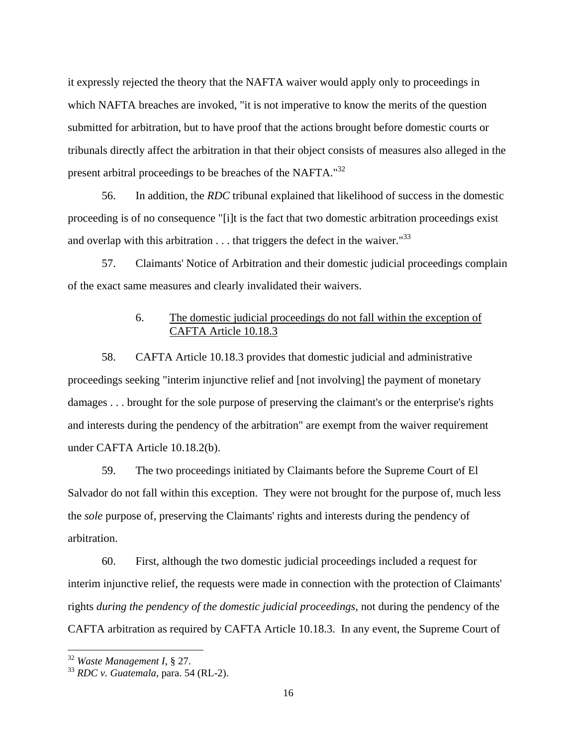it expressly rejected the theory that the NAFTA waiver would apply only to proceedings in which NAFTA breaches are invoked, "it is not imperative to know the merits of the question submitted for arbitration, but to have proof that the actions brought before domestic courts or tribunals directly affect the arbitration in that their object consists of measures also alleged in the present arbitral proceedings to be breaches of the NAFTA."[32]

56. In addition, the *RDC* tribunal explained that likelihood of success in the domestic proceeding is of no consequence "[i]t is the fact that two domestic arbitration proceedings exist and overlap with this arbitration . . . that triggers the defect in the waiver."[33]

57. Claimants' Notice of Arbitration and their domestic judicial proceedings complain of the exact same measures and clearly invalidated their waivers.

### 6. <u>The domestic judicial proceedings do not fall within the exception of CAFTA Article 10.18.3</u>

58. CAFTA Article 10.18.3 provides that domestic judicial and administrative proceedings seeking "interim injunctive relief and [not involving] the payment of monetary damages . . . brought for the sole purpose of preserving the claimant's or the enterprise's rights and interests during the pendency of the arbitration" are exempt from the waiver requirement under CAFTA Article 10.18.2(b).

59. The two proceedings initiated by Claimants before the Supreme Court of El Salvador do not fall within this exception. They were not brought for the purpose of, much less the *sole* purpose of, preserving the Claimants' rights and interests during the pendency of arbitration.

60. First, although the two domestic judicial proceedings included a request for interim injunctive relief, the requests were made in connection with the protection of Claimants' rights *during the pendency of the domestic judicial proceedings*, not during the pendency of the CAFTA arbitration as required by CAFTA Article 10.18.3. In any event, the Supreme Court of

---

[32] *Waste Management I*, § 27.

[33] *RDC v. Guatemala*, para. 54 (RL-2).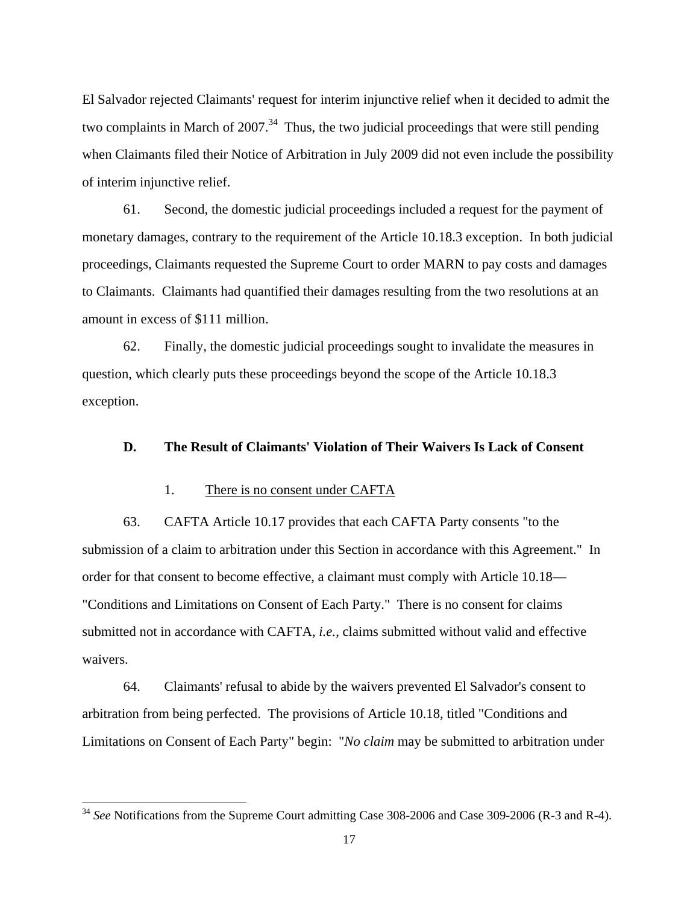El Salvador rejected Claimants' request for interim injunctive relief when it decided to admit the two complaints in March of 2007.[34] Thus, the two judicial proceedings that were still pending when Claimants filed their Notice of Arbitration in July 2009 did not even include the possibility of interim injunctive relief.

61. Second, the domestic judicial proceedings included a request for the payment of monetary damages, contrary to the requirement of the Article 10.18.3 exception. In both judicial proceedings, Claimants requested the Supreme Court to order MARN to pay costs and damages to Claimants. Claimants had quantified their damages resulting from the two resolutions at an amount in excess of $111 million.

62. Finally, the domestic judicial proceedings sought to invalidate the measures in question, which clearly puts these proceedings beyond the scope of the Article 10.18.3 exception.

### D. The Result of Claimants' Violation of Their Waivers Is Lack of Consent

#### 1. There is no consent under CAFTA

63. CAFTA Article 10.17 provides that each CAFTA Party consents "to the submission of a claim to arbitration under this Section in accordance with this Agreement." In order for that consent to become effective, a claimant must comply with Article 10.18—"Conditions and Limitations on Consent of Each Party." There is no consent for claims submitted not in accordance with CAFTA, *i.e.*, claims submitted without valid and effective waivers.

64. Claimants' refusal to abide by the waivers prevented El Salvador's consent to arbitration from being perfected. The provisions of Article 10.18, titled "Conditions and Limitations on Consent of Each Party" begin: "*No claim* may be submitted to arbitration under

---

[34] *See* Notifications from the Supreme Court admitting Case 308-2006 and Case 309-2006 (R-3 and R-4).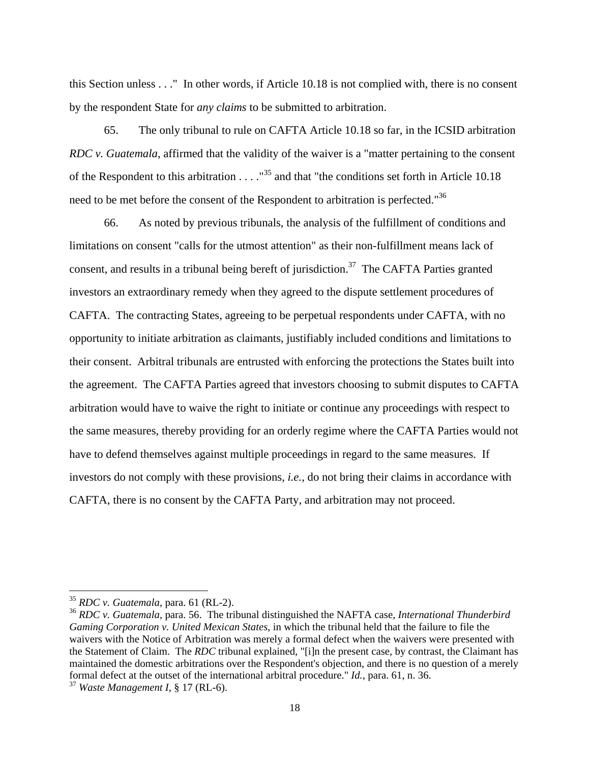this Section unless . . ."  In other words, if Article 10.18 is not complied with, there is no consent by the respondent State for *any claims* to be submitted to arbitration.

65. The only tribunal to rule on CAFTA Article 10.18 so far, in the ICSID arbitration *RDC v. Guatemala*, affirmed that the validity of the waiver is a "matter pertaining to the consent of the Respondent to this arbitration . . . ."[35] and that "the conditions set forth in Article 10.18 need to be met before the consent of the Respondent to arbitration is perfected."[36]

66. As noted by previous tribunals, the analysis of the fulfillment of conditions and limitations on consent "calls for the utmost attention" as their non-fulfillment means lack of consent, and results in a tribunal being bereft of jurisdiction.[37] The CAFTA Parties granted investors an extraordinary remedy when they agreed to the dispute settlement procedures of CAFTA. The contracting States, agreeing to be perpetual respondents under CAFTA, with no opportunity to initiate arbitration as claimants, justifiably included conditions and limitations to their consent. Arbitral tribunals are entrusted with enforcing the protections the States built into the agreement. The CAFTA Parties agreed that investors choosing to submit disputes to CAFTA arbitration would have to waive the right to initiate or continue any proceedings with respect to the same measures, thereby providing for an orderly regime where the CAFTA Parties would not have to defend themselves against multiple proceedings in regard to the same measures. If investors do not comply with these provisions, *i.e.*, do not bring their claims in accordance with CAFTA, there is no consent by the CAFTA Party, and arbitration may not proceed.

---

[35] *RDC v. Guatemala*, para. 61 (RL-2).

[36] *RDC v. Guatemala*, para. 56. The tribunal distinguished the NAFTA case, *International Thunderbird Gaming Corporation v. United Mexican States*, in which the tribunal held that the failure to file the waivers with the Notice of Arbitration was merely a formal defect when the waivers were presented with the Statement of Claim. The *RDC* tribunal explained, "[i]n the present case, by contrast, the Claimant has maintained the domestic arbitrations over the Respondent's objection, and there is no question of a merely formal defect at the outset of the international arbitral procedure." *Id.*, para. 61, n. 36.

[37] *Waste Management I*, § 17 (RL-6).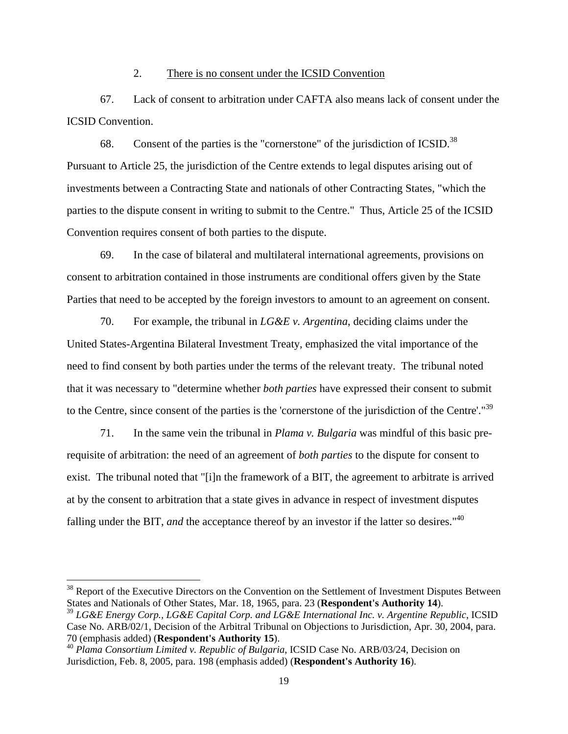### 2. There is no consent under the ICSID Convention

67. Lack of consent to arbitration under CAFTA also means lack of consent under the ICSID Convention.

68. Consent of the parties is the "cornerstone" of the jurisdiction of ICSID.[38] Pursuant to Article 25, the jurisdiction of the Centre extends to legal disputes arising out of investments between a Contracting State and nationals of other Contracting States, "which the parties to the dispute consent in writing to submit to the Centre." Thus, Article 25 of the ICSID Convention requires consent of both parties to the dispute.

69. In the case of bilateral and multilateral international agreements, provisions on consent to arbitration contained in those instruments are conditional offers given by the State Parties that need to be accepted by the foreign investors to amount to an agreement on consent.

70. For example, the tribunal in *LG&E v. Argentina*, deciding claims under the United States-Argentina Bilateral Investment Treaty, emphasized the vital importance of the need to find consent by both parties under the terms of the relevant treaty. The tribunal noted that it was necessary to "determine whether *both parties* have expressed their consent to submit to the Centre, since consent of the parties is the 'cornerstone of the jurisdiction of the Centre'."[39]

71. In the same vein the tribunal in *Plama v. Bulgaria* was mindful of this basic pre-requisite of arbitration: the need of an agreement of *both parties* to the dispute for consent to exist. The tribunal noted that "[i]n the framework of a BIT, the agreement to arbitrate is arrived at by the consent to arbitration that a state gives in advance in respect of investment disputes falling under the BIT, *and* the acceptance thereof by an investor if the latter so desires."[40]

---

[38] Report of the Executive Directors on the Convention on the Settlement of Investment Disputes Between States and Nationals of Other States, Mar. 18, 1965, para. 23 (**Respondent's Authority 14**).

[39] *LG&E Energy Corp., LG&E Capital Corp. and LG&E International Inc. v. Argentine Republic*, ICSID Case No. ARB/02/1, Decision of the Arbitral Tribunal on Objections to Jurisdiction, Apr. 30, 2004, para. 70 (emphasis added) (**Respondent's Authority 15**).

[40] *Plama Consortium Limited v. Republic of Bulgaria*, ICSID Case No. ARB/03/24, Decision on Jurisdiction, Feb. 8, 2005, para. 198 (emphasis added) (**Respondent's Authority 16**).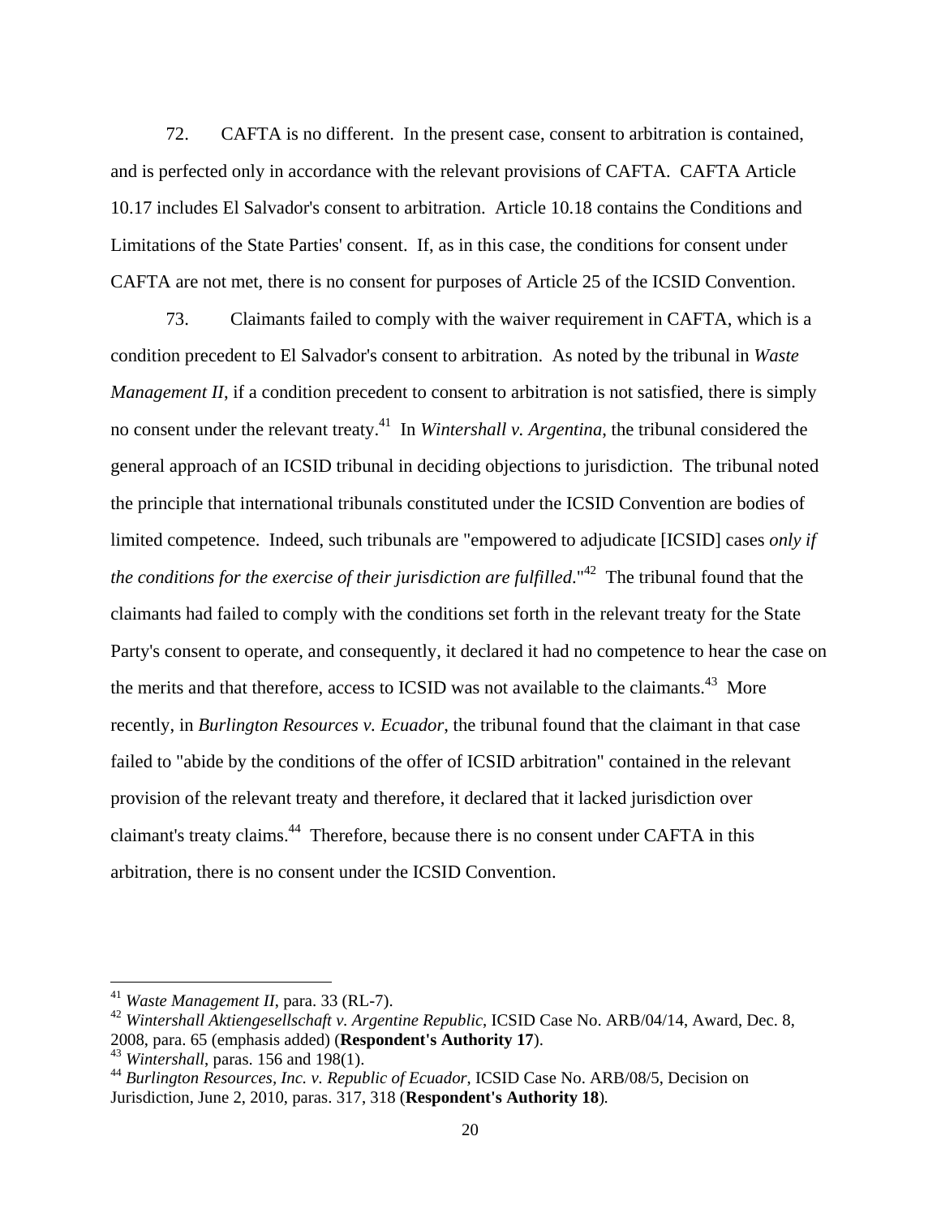72. CAFTA is no different. In the present case, consent to arbitration is contained, and is perfected only in accordance with the relevant provisions of CAFTA. CAFTA Article 10.17 includes El Salvador's consent to arbitration. Article 10.18 contains the Conditions and Limitations of the State Parties' consent. If, as in this case, the conditions for consent under CAFTA are not met, there is no consent for purposes of Article 25 of the ICSID Convention.

73. Claimants failed to comply with the waiver requirement in CAFTA, which is a condition precedent to El Salvador's consent to arbitration. As noted by the tribunal in *Waste Management II*, if a condition precedent to consent to arbitration is not satisfied, there is simply no consent under the relevant treaty.[41] In *Wintershall v. Argentina*, the tribunal considered the general approach of an ICSID tribunal in deciding objections to jurisdiction. The tribunal noted the principle that international tribunals constituted under the ICSID Convention are bodies of limited competence. Indeed, such tribunals are "empowered to adjudicate [ICSID] cases *only if the conditions for the exercise of their jurisdiction are fulfilled*."[42] The tribunal found that the claimants had failed to comply with the conditions set forth in the relevant treaty for the State Party's consent to operate, and consequently, it declared it had no competence to hear the case on the merits and that therefore, access to ICSID was not available to the claimants.[43] More recently, in *Burlington Resources v. Ecuador*, the tribunal found that the claimant in that case failed to "abide by the conditions of the offer of ICSID arbitration" contained in the relevant provision of the relevant treaty and therefore, it declared that it lacked jurisdiction over claimant's treaty claims.[44] Therefore, because there is no consent under CAFTA in this arbitration, there is no consent under the ICSID Convention.

---

[41] *Waste Management II*, para. 33 (RL-7).

[42] *Wintershall Aktiengesellschaft v. Argentine Republic*, ICSID Case No. ARB/04/14, Award, Dec. 8, 2008, para. 65 (emphasis added) (**Respondent's Authority 17**).

[43] *Wintershall*, paras. 156 and 198(1).

[44] *Burlington Resources, Inc. v. Republic of Ecuador*, ICSID Case No. ARB/08/5, Decision on Jurisdiction, June 2, 2010, paras. 317, 318 (**Respondent's Authority 18**).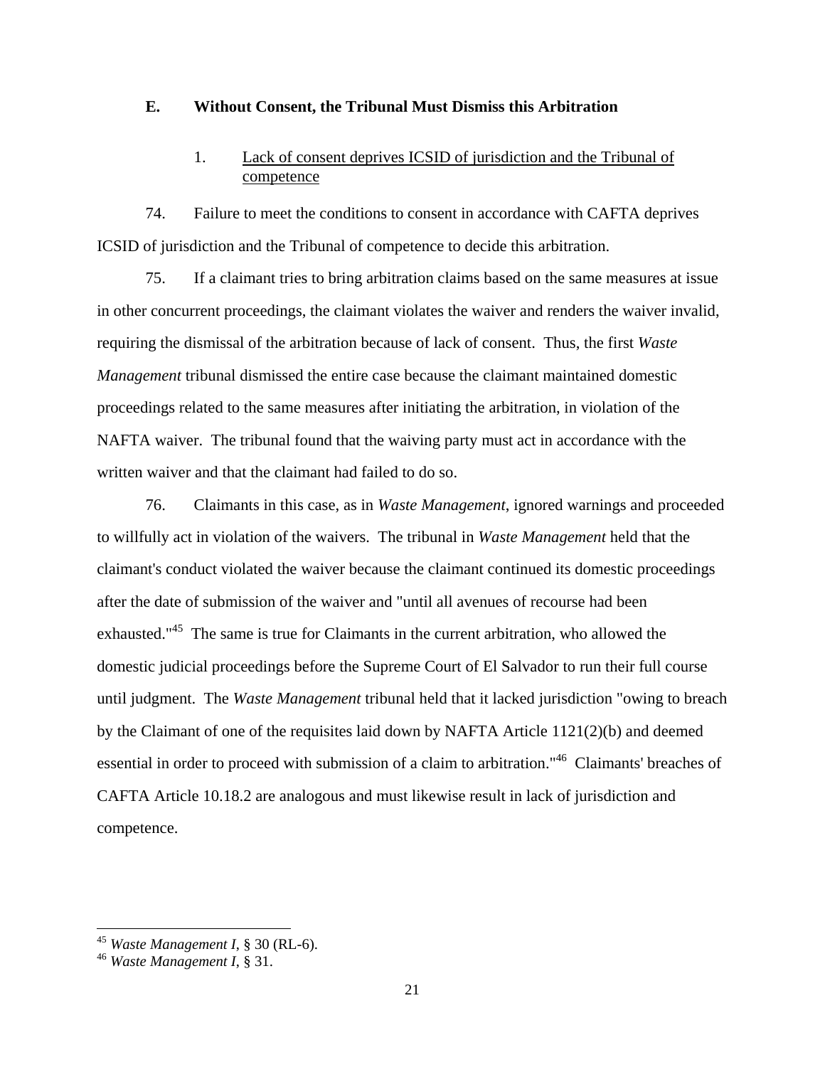### E. Without Consent, the Tribunal Must Dismiss this Arbitration

#### 1. Lack of consent deprives ICSID of jurisdiction and the Tribunal of competence

74. Failure to meet the conditions to consent in accordance with CAFTA deprives ICSID of jurisdiction and the Tribunal of competence to decide this arbitration.

75. If a claimant tries to bring arbitration claims based on the same measures at issue in other concurrent proceedings, the claimant violates the waiver and renders the waiver invalid, requiring the dismissal of the arbitration because of lack of consent. Thus, the first *Waste Management* tribunal dismissed the entire case because the claimant maintained domestic proceedings related to the same measures after initiating the arbitration, in violation of the NAFTA waiver. The tribunal found that the waiving party must act in accordance with the written waiver and that the claimant had failed to do so.

76. Claimants in this case, as in *Waste Management*, ignored warnings and proceeded to willfully act in violation of the waivers. The tribunal in *Waste Management* held that the claimant's conduct violated the waiver because the claimant continued its domestic proceedings after the date of submission of the waiver and "until all avenues of recourse had been exhausted."[45] The same is true for Claimants in the current arbitration, who allowed the domestic judicial proceedings before the Supreme Court of El Salvador to run their full course until judgment. The *Waste Management* tribunal held that it lacked jurisdiction "owing to breach by the Claimant of one of the requisites laid down by NAFTA Article 1121(2)(b) and deemed essential in order to proceed with submission of a claim to arbitration."[46] Claimants' breaches of CAFTA Article 10.18.2 are analogous and must likewise result in lack of jurisdiction and competence.

---

[45] *Waste Management I*, § 30 (RL-6).

[46] *Waste Management I*, § 31.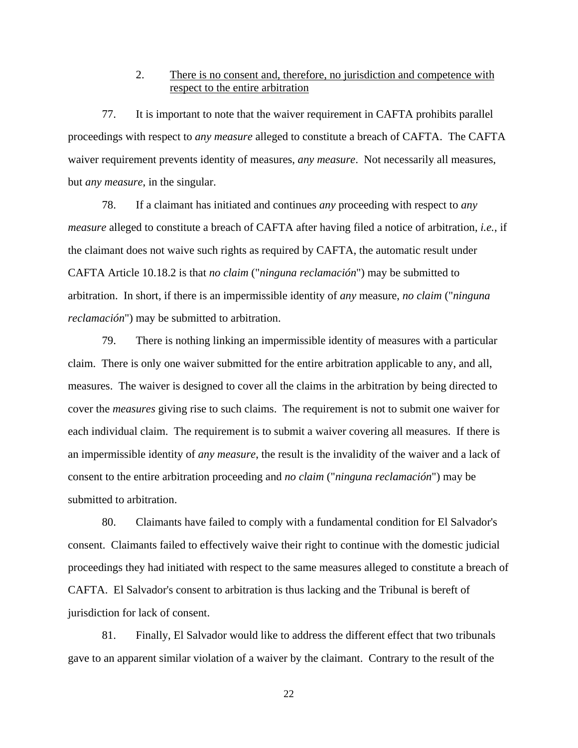### 2. <u>There is no consent and, therefore, no jurisdiction and competence with respect to the entire arbitration</u>

77. It is important to note that the waiver requirement in CAFTA prohibits parallel proceedings with respect to *any measure* alleged to constitute a breach of CAFTA. The CAFTA waiver requirement prevents identity of measures, *any measure*. Not necessarily all measures, but *any measure*, in the singular.

78. If a claimant has initiated and continues *any* proceeding with respect to *any measure* alleged to constitute a breach of CAFTA after having filed a notice of arbitration, *i.e.*, if the claimant does not waive such rights as required by CAFTA, the automatic result under CAFTA Article 10.18.2 is that *no claim* ("*ninguna reclamación*") may be submitted to arbitration. In short, if there is an impermissible identity of *any* measure, *no claim* ("*ninguna reclamación*") may be submitted to arbitration.

79. There is nothing linking an impermissible identity of measures with a particular claim. There is only one waiver submitted for the entire arbitration applicable to any, and all, measures. The waiver is designed to cover all the claims in the arbitration by being directed to cover the *measures* giving rise to such claims. The requirement is not to submit one waiver for each individual claim. The requirement is to submit a waiver covering all measures. If there is an impermissible identity of *any measure*, the result is the invalidity of the waiver and a lack of consent to the entire arbitration proceeding and *no claim* ("*ninguna reclamación*") may be submitted to arbitration.

80. Claimants have failed to comply with a fundamental condition for El Salvador's consent. Claimants failed to effectively waive their right to continue with the domestic judicial proceedings they had initiated with respect to the same measures alleged to constitute a breach of CAFTA. El Salvador's consent to arbitration is thus lacking and the Tribunal is bereft of jurisdiction for lack of consent.

81. Finally, El Salvador would like to address the different effect that two tribunals gave to an apparent similar violation of a waiver by the claimant. Contrary to the result of the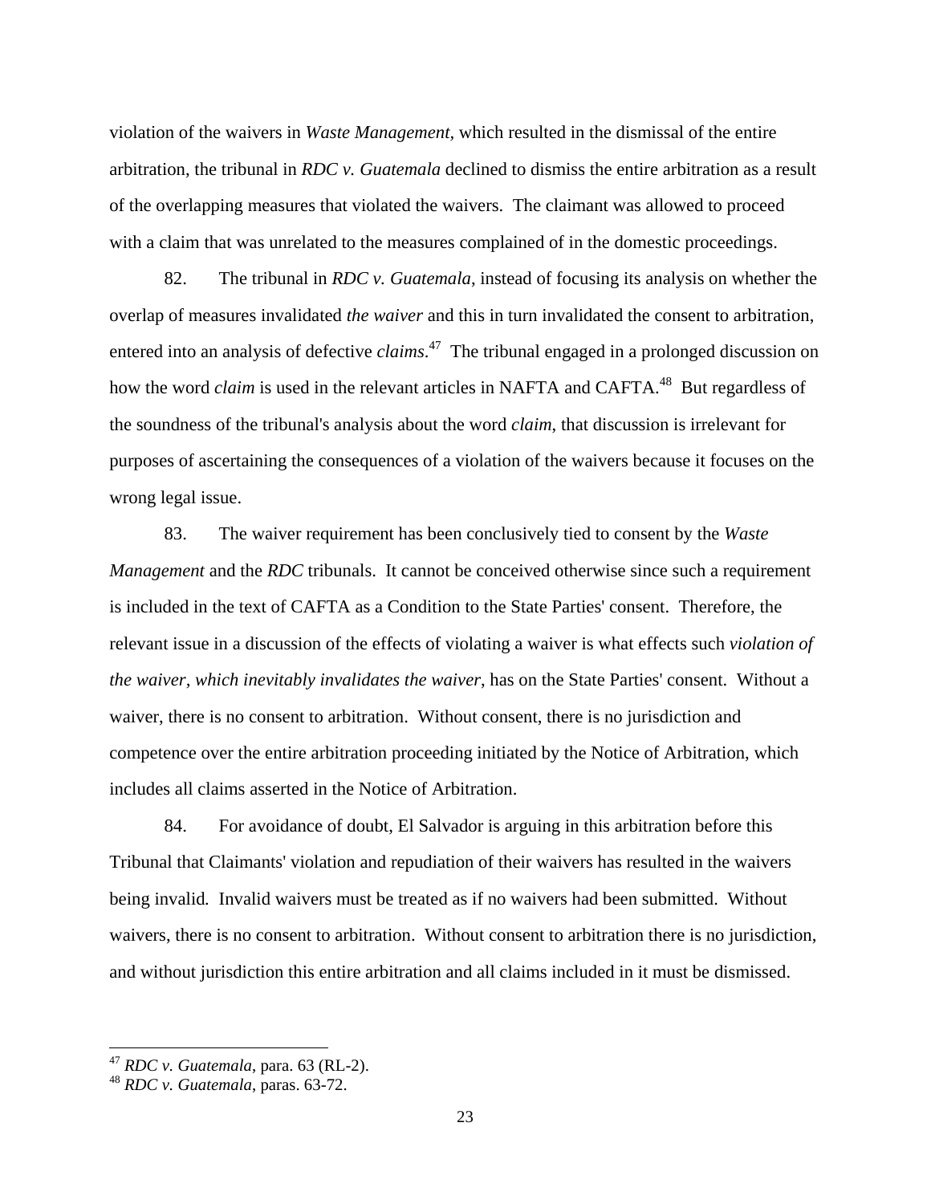violation of the waivers in *Waste Management,* which resulted in the dismissal of the entire arbitration, the tribunal in *RDC v. Guatemala* declined to dismiss the entire arbitration as a result of the overlapping measures that violated the waivers. The claimant was allowed to proceed with a claim that was unrelated to the measures complained of in the domestic proceedings.

82. The tribunal in *RDC v. Guatemala*, instead of focusing its analysis on whether the overlap of measures invalidated *the waiver* and this in turn invalidated the consent to arbitration, entered into an analysis of defective *claims*.[47] The tribunal engaged in a prolonged discussion on how the word *claim* is used in the relevant articles in NAFTA and CAFTA.[48] But regardless of the soundness of the tribunal's analysis about the word *claim*, that discussion is irrelevant for purposes of ascertaining the consequences of a violation of the waivers because it focuses on the wrong legal issue.

83. The waiver requirement has been conclusively tied to consent by the *Waste Management* and the *RDC* tribunals. It cannot be conceived otherwise since such a requirement is included in the text of CAFTA as a Condition to the State Parties' consent. Therefore, the relevant issue in a discussion of the effects of violating a waiver is what effects such *violation of the waiver, which inevitably invalidates the waiver*, has on the State Parties' consent. Without a waiver, there is no consent to arbitration. Without consent, there is no jurisdiction and competence over the entire arbitration proceeding initiated by the Notice of Arbitration, which includes all claims asserted in the Notice of Arbitration.

84. For avoidance of doubt, El Salvador is arguing in this arbitration before this Tribunal that Claimants' violation and repudiation of their waivers has resulted in the waivers being invalid*.* Invalid waivers must be treated as if no waivers had been submitted. Without waivers, there is no consent to arbitration. Without consent to arbitration there is no jurisdiction, and without jurisdiction this entire arbitration and all claims included in it must be dismissed.

---

[47] *RDC v. Guatemala*, para. 63 (RL-2).

[48] *RDC v. Guatemala*, paras. 63-72.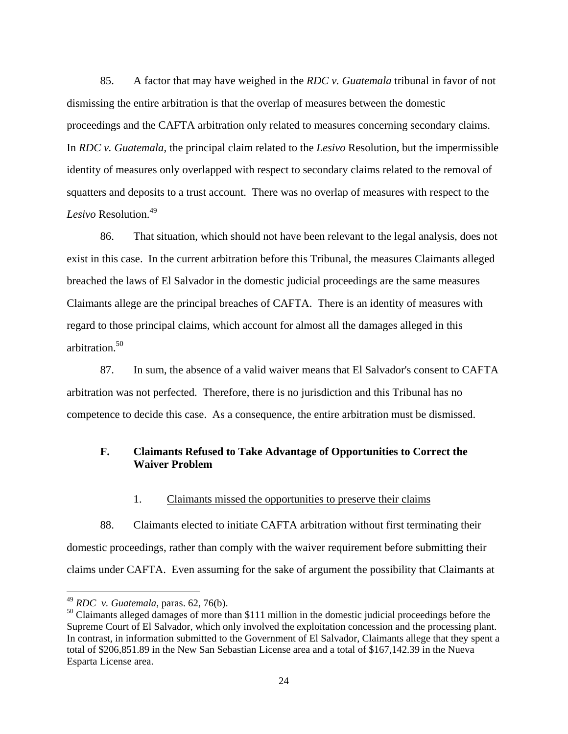85. A factor that may have weighed in the *RDC v. Guatemala* tribunal in favor of not dismissing the entire arbitration is that the overlap of measures between the domestic proceedings and the CAFTA arbitration only related to measures concerning secondary claims. In *RDC v. Guatemala*, the principal claim related to the *Lesivo* Resolution, but the impermissible identity of measures only overlapped with respect to secondary claims related to the removal of squatters and deposits to a trust account. There was no overlap of measures with respect to the *Lesivo* Resolution.[49]

86. That situation, which should not have been relevant to the legal analysis, does not exist in this case. In the current arbitration before this Tribunal, the measures Claimants alleged breached the laws of El Salvador in the domestic judicial proceedings are the same measures Claimants allege are the principal breaches of CAFTA. There is an identity of measures with regard to those principal claims, which account for almost all the damages alleged in this arbitration.[50]

87. In sum, the absence of a valid waiver means that El Salvador's consent to CAFTA arbitration was not perfected. Therefore, there is no jurisdiction and this Tribunal has no competence to decide this case. As a consequence, the entire arbitration must be dismissed.

### F. Claimants Refused to Take Advantage of Opportunities to Correct the Waiver Problem

#### 1. Claimants missed the opportunities to preserve their claims

88. Claimants elected to initiate CAFTA arbitration without first terminating their domestic proceedings, rather than comply with the waiver requirement before submitting their claims under CAFTA. Even assuming for the sake of argument the possibility that Claimants at

---

[49] *RDC v. Guatemala*, paras. 62, 76(b).

[50] Claimants alleged damages of more than $111 million in the domestic judicial proceedings before the Supreme Court of El Salvador, which only involved the exploitation concession and the processing plant. In contrast, in information submitted to the Government of El Salvador, Claimants allege that they spent a total of $206,851.89 in the New San Sebastian License area and a total of $167,142.39 in the Nueva Esparta License area.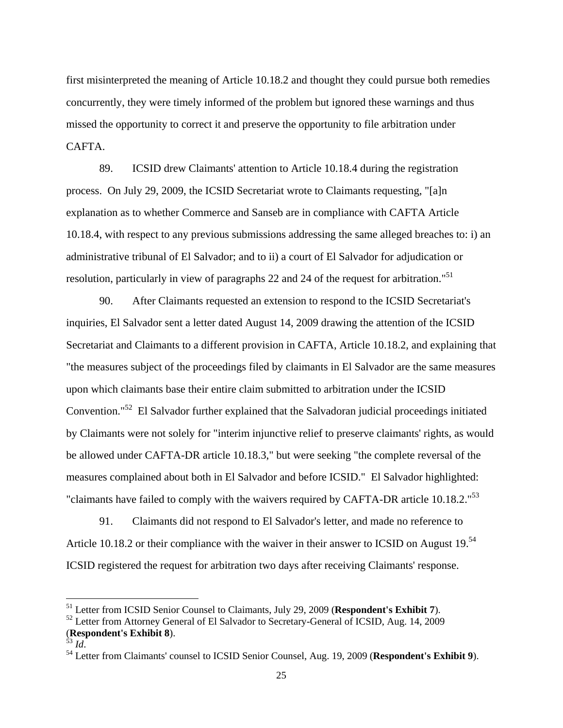first misinterpreted the meaning of Article 10.18.2 and thought they could pursue both remedies concurrently, they were timely informed of the problem but ignored these warnings and thus missed the opportunity to correct it and preserve the opportunity to file arbitration under CAFTA.

89. ICSID drew Claimants' attention to Article 10.18.4 during the registration process. On July 29, 2009, the ICSID Secretariat wrote to Claimants requesting, "[a]n explanation as to whether Commerce and Sanseb are in compliance with CAFTA Article 10.18.4, with respect to any previous submissions addressing the same alleged breaches to: i) an administrative tribunal of El Salvador; and to ii) a court of El Salvador for adjudication or resolution, particularly in view of paragraphs 22 and 24 of the request for arbitration."[51]

90. After Claimants requested an extension to respond to the ICSID Secretariat's inquiries, El Salvador sent a letter dated August 14, 2009 drawing the attention of the ICSID Secretariat and Claimants to a different provision in CAFTA, Article 10.18.2, and explaining that "the measures subject of the proceedings filed by claimants in El Salvador are the same measures upon which claimants base their entire claim submitted to arbitration under the ICSID Convention."[52] El Salvador further explained that the Salvadoran judicial proceedings initiated by Claimants were not solely for "interim injunctive relief to preserve claimants' rights, as would be allowed under CAFTA-DR article 10.18.3," but were seeking "the complete reversal of the measures complained about both in El Salvador and before ICSID." El Salvador highlighted: "claimants have failed to comply with the waivers required by CAFTA-DR article 10.18.2."[53]

91. Claimants did not respond to El Salvador's letter, and made no reference to Article 10.18.2 or their compliance with the waiver in their answer to ICSID on August 19.[54] ICSID registered the request for arbitration two days after receiving Claimants' response.

---

[51] Letter from ICSID Senior Counsel to Claimants, July 29, 2009 (**Respondent's Exhibit 7**).

[52] Letter from Attorney General of El Salvador to Secretary-General of ICSID, Aug. 14, 2009 (**Respondent's Exhibit 8**).

[53] *Id*.

[54] Letter from Claimants' counsel to ICSID Senior Counsel, Aug. 19, 2009 (**Respondent's Exhibit 9**).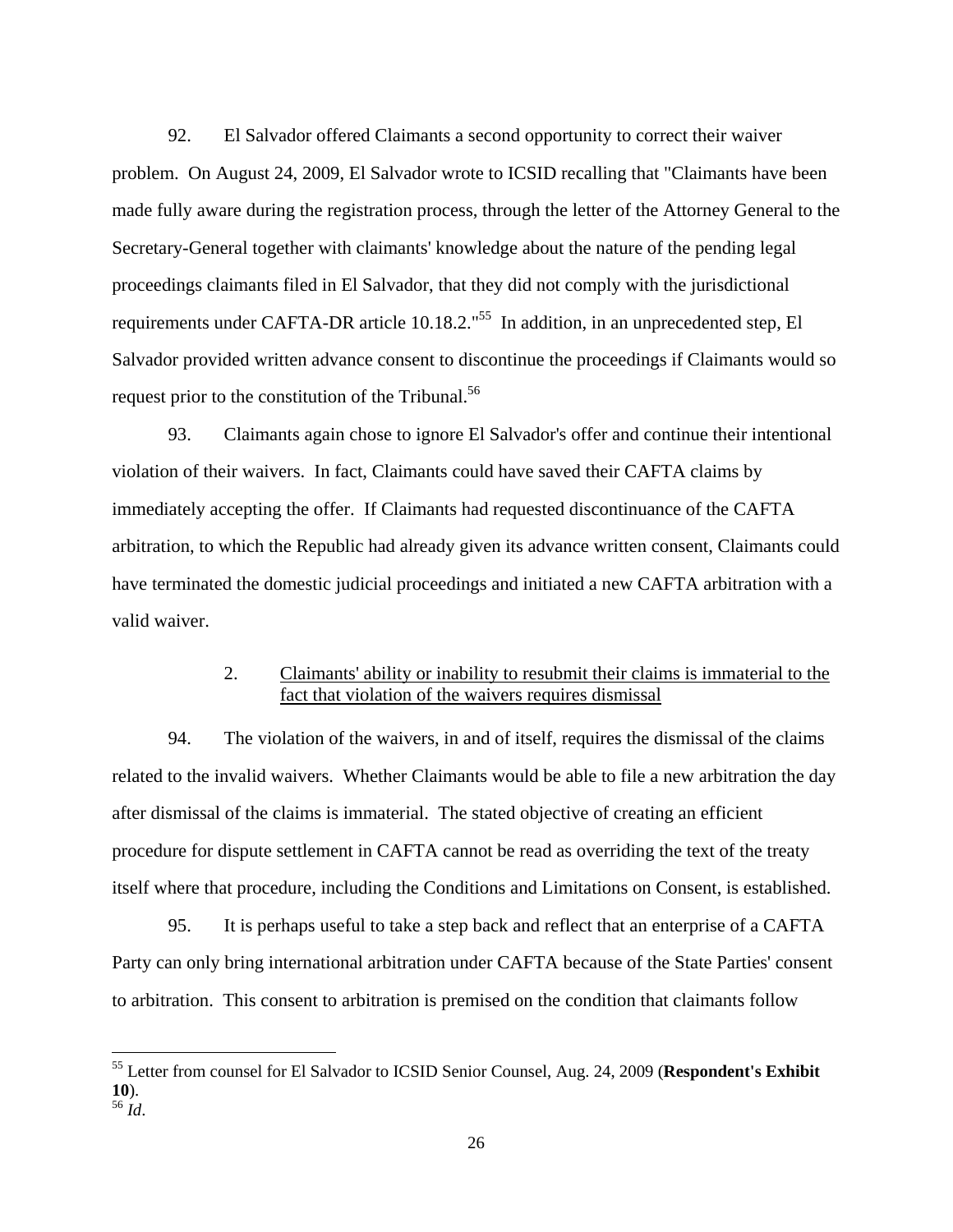92. El Salvador offered Claimants a second opportunity to correct their waiver problem. On August 24, 2009, El Salvador wrote to ICSID recalling that "Claimants have been made fully aware during the registration process, through the letter of the Attorney General to the Secretary-General together with claimants' knowledge about the nature of the pending legal proceedings claimants filed in El Salvador, that they did not comply with the jurisdictional requirements under CAFTA-DR article 10.18.2."[55] In addition, in an unprecedented step, El Salvador provided written advance consent to discontinue the proceedings if Claimants would so request prior to the constitution of the Tribunal.[56]

93. Claimants again chose to ignore El Salvador's offer and continue their intentional violation of their waivers. In fact, Claimants could have saved their CAFTA claims by immediately accepting the offer. If Claimants had requested discontinuance of the CAFTA arbitration, to which the Republic had already given its advance written consent, Claimants could have terminated the domestic judicial proceedings and initiated a new CAFTA arbitration with a valid waiver.

### 2. Claimants' ability or inability to resubmit their claims is immaterial to the fact that violation of the waivers requires dismissal

94. The violation of the waivers, in and of itself, requires the dismissal of the claims related to the invalid waivers. Whether Claimants would be able to file a new arbitration the day after dismissal of the claims is immaterial. The stated objective of creating an efficient procedure for dispute settlement in CAFTA cannot be read as overriding the text of the treaty itself where that procedure, including the Conditions and Limitations on Consent, is established.

95. It is perhaps useful to take a step back and reflect that an enterprise of a CAFTA Party can only bring international arbitration under CAFTA because of the State Parties' consent to arbitration. This consent to arbitration is premised on the condition that claimants follow

---

[55] Letter from counsel for El Salvador to ICSID Senior Counsel, Aug. 24, 2009 (**Respondent's Exhibit 10**).

[56] *Id.*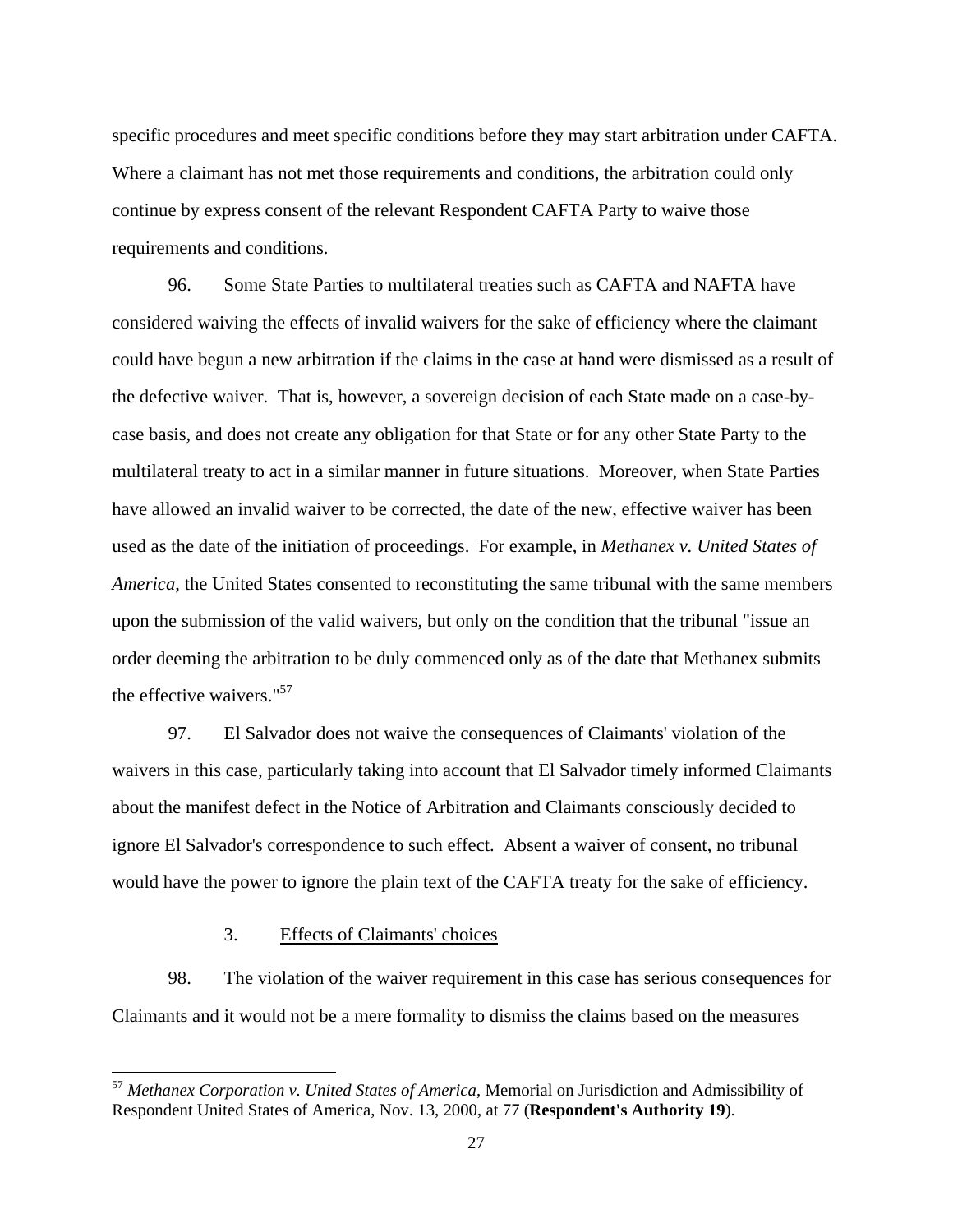specific procedures and meet specific conditions before they may start arbitration under CAFTA. Where a claimant has not met those requirements and conditions, the arbitration could only continue by express consent of the relevant Respondent CAFTA Party to waive those requirements and conditions.

96. Some State Parties to multilateral treaties such as CAFTA and NAFTA have considered waiving the effects of invalid waivers for the sake of efficiency where the claimant could have begun a new arbitration if the claims in the case at hand were dismissed as a result of the defective waiver. That is, however, a sovereign decision of each State made on a case-by-case basis, and does not create any obligation for that State or for any other State Party to the multilateral treaty to act in a similar manner in future situations. Moreover, when State Parties have allowed an invalid waiver to be corrected, the date of the new, effective waiver has been used as the date of the initiation of proceedings. For example, in *Methanex v. United States of America*, the United States consented to reconstituting the same tribunal with the same members upon the submission of the valid waivers, but only on the condition that the tribunal "issue an order deeming the arbitration to be duly commenced only as of the date that Methanex submits the effective waivers."[57]

97. El Salvador does not waive the consequences of Claimants' violation of the waivers in this case, particularly taking into account that El Salvador timely informed Claimants about the manifest defect in the Notice of Arbitration and Claimants consciously decided to ignore El Salvador's correspondence to such effect. Absent a waiver of consent, no tribunal would have the power to ignore the plain text of the CAFTA treaty for the sake of efficiency.

### 3. Effects of Claimants' choices

98. The violation of the waiver requirement in this case has serious consequences for Claimants and it would not be a mere formality to dismiss the claims based on the measures

---

[57] *Methanex Corporation v. United States of America*, Memorial on Jurisdiction and Admissibility of Respondent United States of America, Nov. 13, 2000, at 77 (**Respondent's Authority 19**).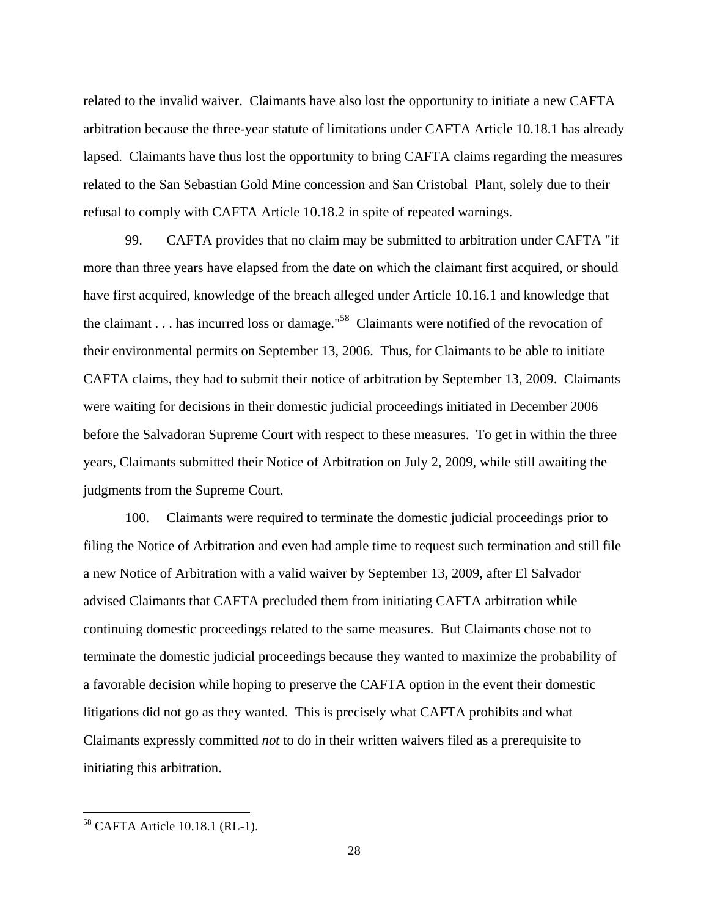related to the invalid waiver. Claimants have also lost the opportunity to initiate a new CAFTA arbitration because the three-year statute of limitations under CAFTA Article 10.18.1 has already lapsed. Claimants have thus lost the opportunity to bring CAFTA claims regarding the measures related to the San Sebastian Gold Mine concession and San Cristobal Plant, solely due to their refusal to comply with CAFTA Article 10.18.2 in spite of repeated warnings.

99. CAFTA provides that no claim may be submitted to arbitration under CAFTA "if more than three years have elapsed from the date on which the claimant first acquired, or should have first acquired, knowledge of the breach alleged under Article 10.16.1 and knowledge that the claimant . . . has incurred loss or damage."[58] Claimants were notified of the revocation of their environmental permits on September 13, 2006. Thus, for Claimants to be able to initiate CAFTA claims, they had to submit their notice of arbitration by September 13, 2009. Claimants were waiting for decisions in their domestic judicial proceedings initiated in December 2006 before the Salvadoran Supreme Court with respect to these measures. To get in within the three years, Claimants submitted their Notice of Arbitration on July 2, 2009, while still awaiting the judgments from the Supreme Court.

100. Claimants were required to terminate the domestic judicial proceedings prior to filing the Notice of Arbitration and even had ample time to request such termination and still file a new Notice of Arbitration with a valid waiver by September 13, 2009, after El Salvador advised Claimants that CAFTA precluded them from initiating CAFTA arbitration while continuing domestic proceedings related to the same measures. But Claimants chose not to terminate the domestic judicial proceedings because they wanted to maximize the probability of a favorable decision while hoping to preserve the CAFTA option in the event their domestic litigations did not go as they wanted. This is precisely what CAFTA prohibits and what Claimants expressly committed *not* to do in their written waivers filed as a prerequisite to initiating this arbitration.

---

[58] CAFTA Article 10.18.1 (RL-1).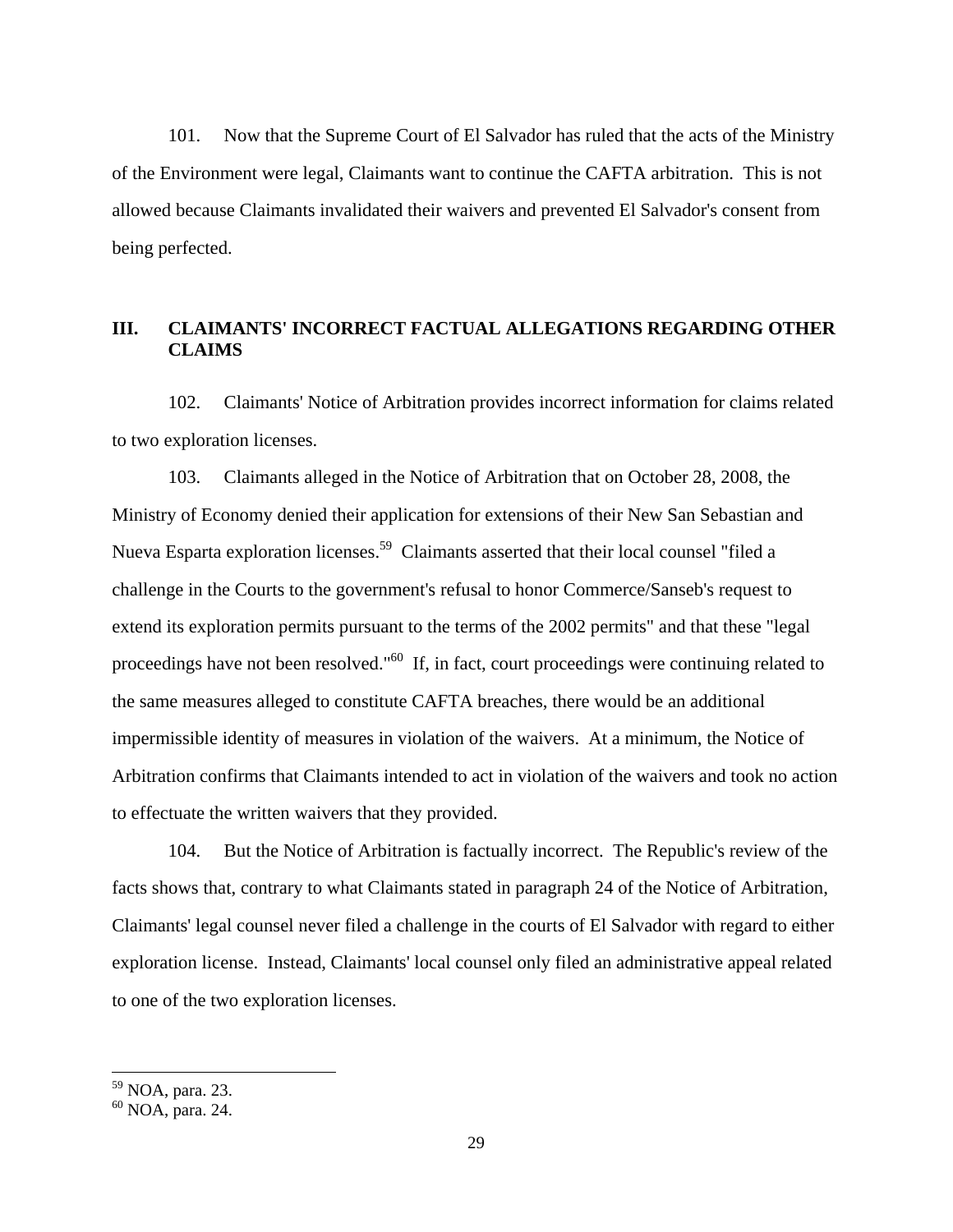101. Now that the Supreme Court of El Salvador has ruled that the acts of the Ministry of the Environment were legal, Claimants want to continue the CAFTA arbitration. This is not allowed because Claimants invalidated their waivers and prevented El Salvador's consent from being perfected.

## III. CLAIMANTS' INCORRECT FACTUAL ALLEGATIONS REGARDING OTHER CLAIMS

102. Claimants' Notice of Arbitration provides incorrect information for claims related to two exploration licenses.

103. Claimants alleged in the Notice of Arbitration that on October 28, 2008, the Ministry of Economy denied their application for extensions of their New San Sebastian and Nueva Esparta exploration licenses.[59] Claimants asserted that their local counsel "filed a challenge in the Courts to the government's refusal to honor Commerce/Sanseb's request to extend its exploration permits pursuant to the terms of the 2002 permits" and that these "legal proceedings have not been resolved."[60] If, in fact, court proceedings were continuing related to the same measures alleged to constitute CAFTA breaches, there would be an additional impermissible identity of measures in violation of the waivers. At a minimum, the Notice of Arbitration confirms that Claimants intended to act in violation of the waivers and took no action to effectuate the written waivers that they provided.

104. But the Notice of Arbitration is factually incorrect. The Republic's review of the facts shows that, contrary to what Claimants stated in paragraph 24 of the Notice of Arbitration, Claimants' legal counsel never filed a challenge in the courts of El Salvador with regard to either exploration license. Instead, Claimants' local counsel only filed an administrative appeal related to one of the two exploration licenses.

---

[59] NOA, para. 23.
[60] NOA, para. 24.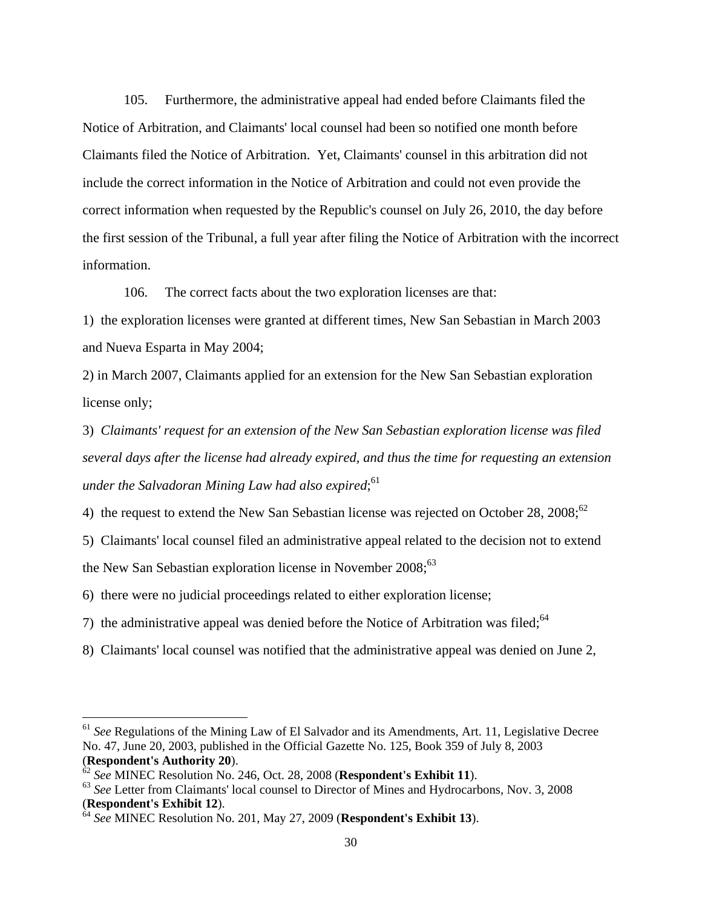105. Furthermore, the administrative appeal had ended before Claimants filed the Notice of Arbitration, and Claimants' local counsel had been so notified one month before Claimants filed the Notice of Arbitration. Yet, Claimants' counsel in this arbitration did not include the correct information in the Notice of Arbitration and could not even provide the correct information when requested by the Republic's counsel on July 26, 2010, the day before the first session of the Tribunal, a full year after filing the Notice of Arbitration with the incorrect information.

106. The correct facts about the two exploration licenses are that:

1) the exploration licenses were granted at different times, New San Sebastian in March 2003 and Nueva Esparta in May 2004;

2) in March 2007, Claimants applied for an extension for the New San Sebastian exploration license only;

3) *Claimants' request for an extension of the New San Sebastian exploration license was filed several days after the license had already expired, and thus the time for requesting an extension under the Salvadoran Mining Law had also expired*;[61]

4) the request to extend the New San Sebastian license was rejected on October 28, 2008;[62]

5) Claimants' local counsel filed an administrative appeal related to the decision not to extend the New San Sebastian exploration license in November 2008;[63]

6) there were no judicial proceedings related to either exploration license;

7) the administrative appeal was denied before the Notice of Arbitration was filed;[64]

8) Claimants' local counsel was notified that the administrative appeal was denied on June 2,

---

[61] *See* Regulations of the Mining Law of El Salvador and its Amendments, Art. 11, Legislative Decree No. 47, June 20, 2003, published in the Official Gazette No. 125, Book 359 of July 8, 2003 (**Respondent's Authority 20**).

[62] *See* MINEC Resolution No. 246, Oct. 28, 2008 (**Respondent's Exhibit 11**).

[63] *See* Letter from Claimants' local counsel to Director of Mines and Hydrocarbons, Nov. 3, 2008 (**Respondent's Exhibit 12**).

[64] *See* MINEC Resolution No. 201, May 27, 2009 (**Respondent's Exhibit 13**).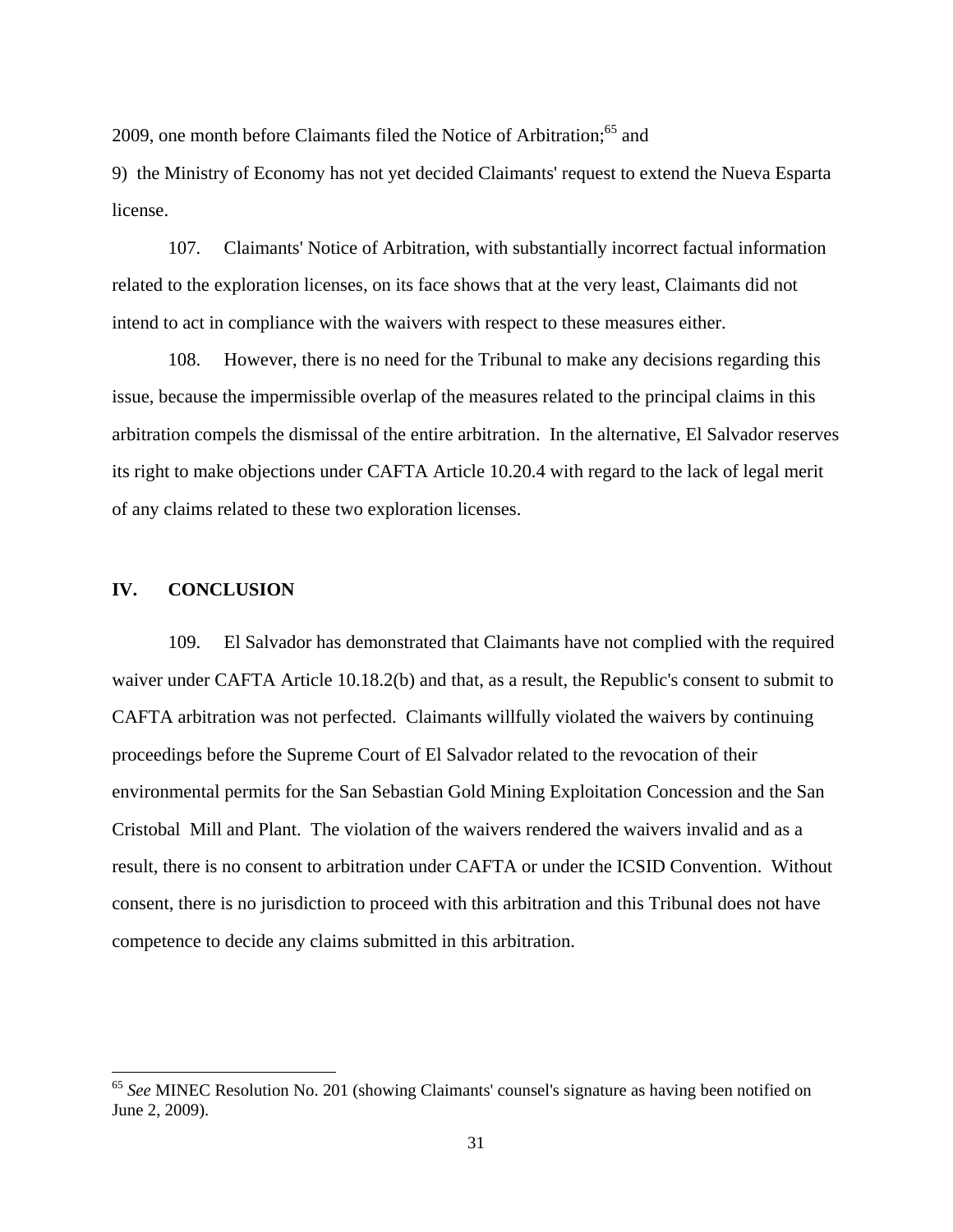2009, one month before Claimants filed the Notice of Arbitration;[65] and

9) the Ministry of Economy has not yet decided Claimants' request to extend the Nueva Esparta license.

107. Claimants' Notice of Arbitration, with substantially incorrect factual information related to the exploration licenses, on its face shows that at the very least, Claimants did not intend to act in compliance with the waivers with respect to these measures either.

108. However, there is no need for the Tribunal to make any decisions regarding this issue, because the impermissible overlap of the measures related to the principal claims in this arbitration compels the dismissal of the entire arbitration. In the alternative, El Salvador reserves its right to make objections under CAFTA Article 10.20.4 with regard to the lack of legal merit of any claims related to these two exploration licenses.

## IV. CONCLUSION

109. El Salvador has demonstrated that Claimants have not complied with the required waiver under CAFTA Article 10.18.2(b) and that, as a result, the Republic's consent to submit to CAFTA arbitration was not perfected. Claimants willfully violated the waivers by continuing proceedings before the Supreme Court of El Salvador related to the revocation of their environmental permits for the San Sebastian Gold Mining Exploitation Concession and the San Cristobal Mill and Plant. The violation of the waivers rendered the waivers invalid and as a result, there is no consent to arbitration under CAFTA or under the ICSID Convention. Without consent, there is no jurisdiction to proceed with this arbitration and this Tribunal does not have competence to decide any claims submitted in this arbitration.

---

[65] *See* MINEC Resolution No. 201 (showing Claimants' counsel's signature as having been notified on June 2, 2009).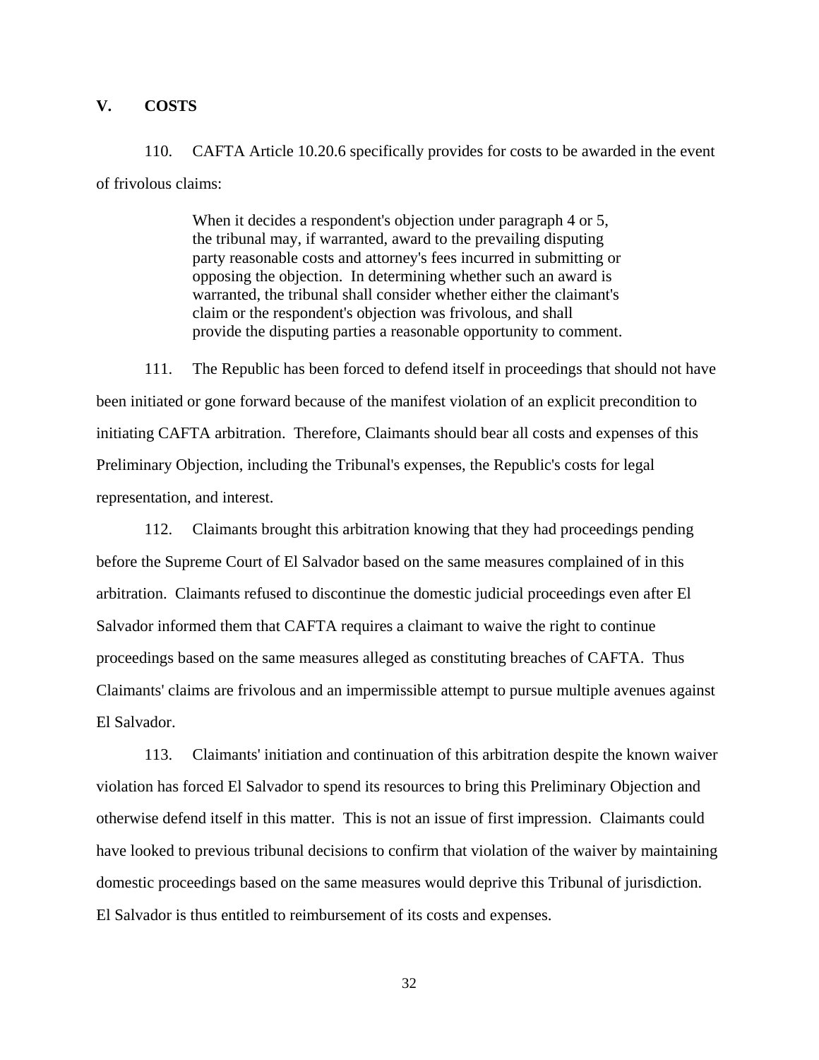## V. COSTS

110. CAFTA Article 10.20.6 specifically provides for costs to be awarded in the event of frivolous claims:

> When it decides a respondent's objection under paragraph 4 or 5, the tribunal may, if warranted, award to the prevailing disputing party reasonable costs and attorney's fees incurred in submitting or opposing the objection. In determining whether such an award is warranted, the tribunal shall consider whether either the claimant's claim or the respondent's objection was frivolous, and shall provide the disputing parties a reasonable opportunity to comment.

111. The Republic has been forced to defend itself in proceedings that should not have been initiated or gone forward because of the manifest violation of an explicit precondition to initiating CAFTA arbitration. Therefore, Claimants should bear all costs and expenses of this Preliminary Objection, including the Tribunal's expenses, the Republic's costs for legal representation, and interest.

112. Claimants brought this arbitration knowing that they had proceedings pending before the Supreme Court of El Salvador based on the same measures complained of in this arbitration. Claimants refused to discontinue the domestic judicial proceedings even after El Salvador informed them that CAFTA requires a claimant to waive the right to continue proceedings based on the same measures alleged as constituting breaches of CAFTA. Thus Claimants' claims are frivolous and an impermissible attempt to pursue multiple avenues against El Salvador.

113. Claimants' initiation and continuation of this arbitration despite the known waiver violation has forced El Salvador to spend its resources to bring this Preliminary Objection and otherwise defend itself in this matter. This is not an issue of first impression. Claimants could have looked to previous tribunal decisions to confirm that violation of the waiver by maintaining domestic proceedings based on the same measures would deprive this Tribunal of jurisdiction. El Salvador is thus entitled to reimbursement of its costs and expenses.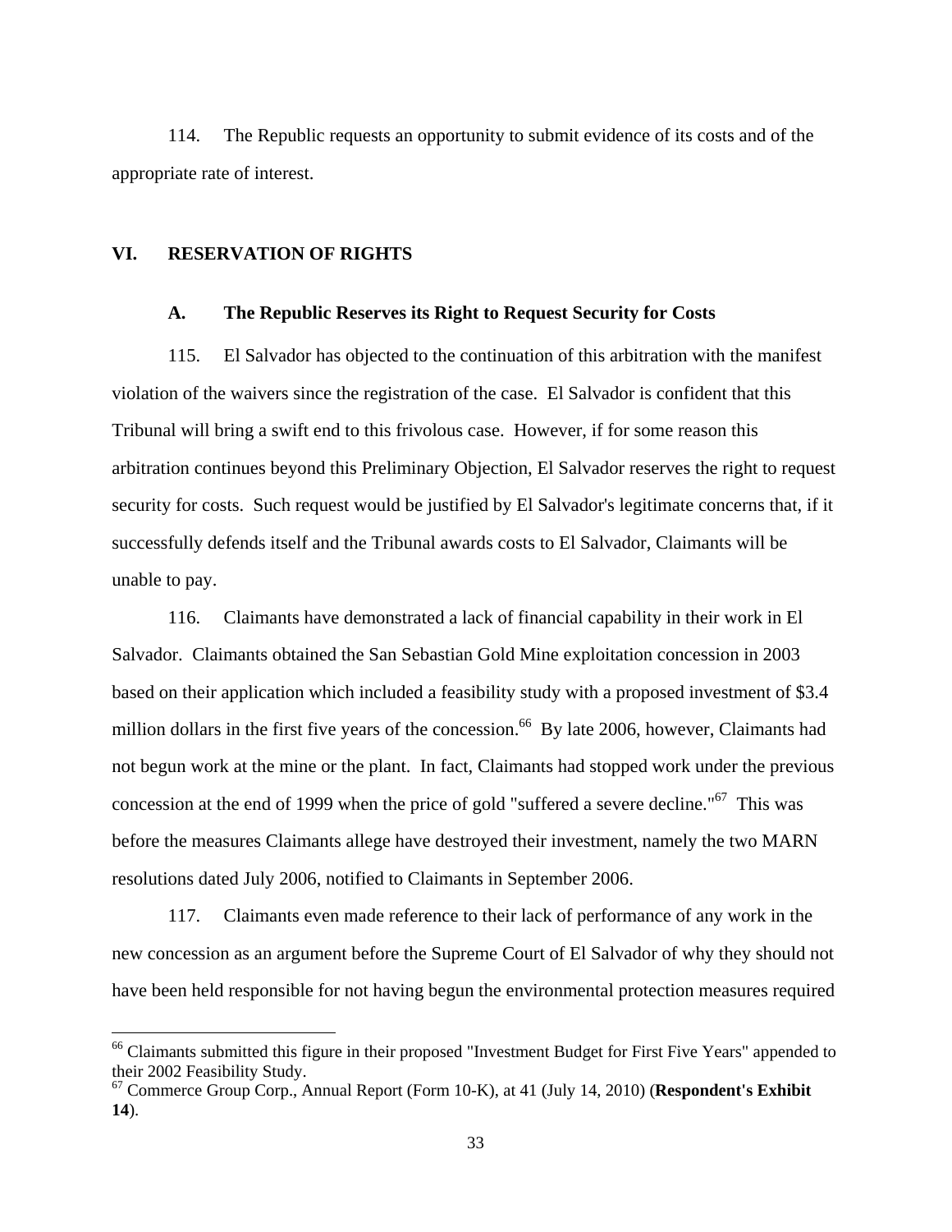114. The Republic requests an opportunity to submit evidence of its costs and of the appropriate rate of interest.

## VI. RESERVATION OF RIGHTS

### A. The Republic Reserves its Right to Request Security for Costs

115. El Salvador has objected to the continuation of this arbitration with the manifest violation of the waivers since the registration of the case. El Salvador is confident that this Tribunal will bring a swift end to this frivolous case. However, if for some reason this arbitration continues beyond this Preliminary Objection, El Salvador reserves the right to request security for costs. Such request would be justified by El Salvador's legitimate concerns that, if it successfully defends itself and the Tribunal awards costs to El Salvador, Claimants will be unable to pay.

116. Claimants have demonstrated a lack of financial capability in their work in El Salvador. Claimants obtained the San Sebastian Gold Mine exploitation concession in 2003 based on their application which included a feasibility study with a proposed investment of $3.4 million dollars in the first five years of the concession.[66] By late 2006, however, Claimants had not begun work at the mine or the plant. In fact, Claimants had stopped work under the previous concession at the end of 1999 when the price of gold "suffered a severe decline."[67] This was before the measures Claimants allege have destroyed their investment, namely the two MARN resolutions dated July 2006, notified to Claimants in September 2006.

117. Claimants even made reference to their lack of performance of any work in the new concession as an argument before the Supreme Court of El Salvador of why they should not have been held responsible for not having begun the environmental protection measures required

---

[66] Claimants submitted this figure in their proposed "Investment Budget for First Five Years" appended to their 2002 Feasibility Study.

[67] Commerce Group Corp., Annual Report (Form 10-K), at 41 (July 14, 2010) (**Respondent's Exhibit 14**).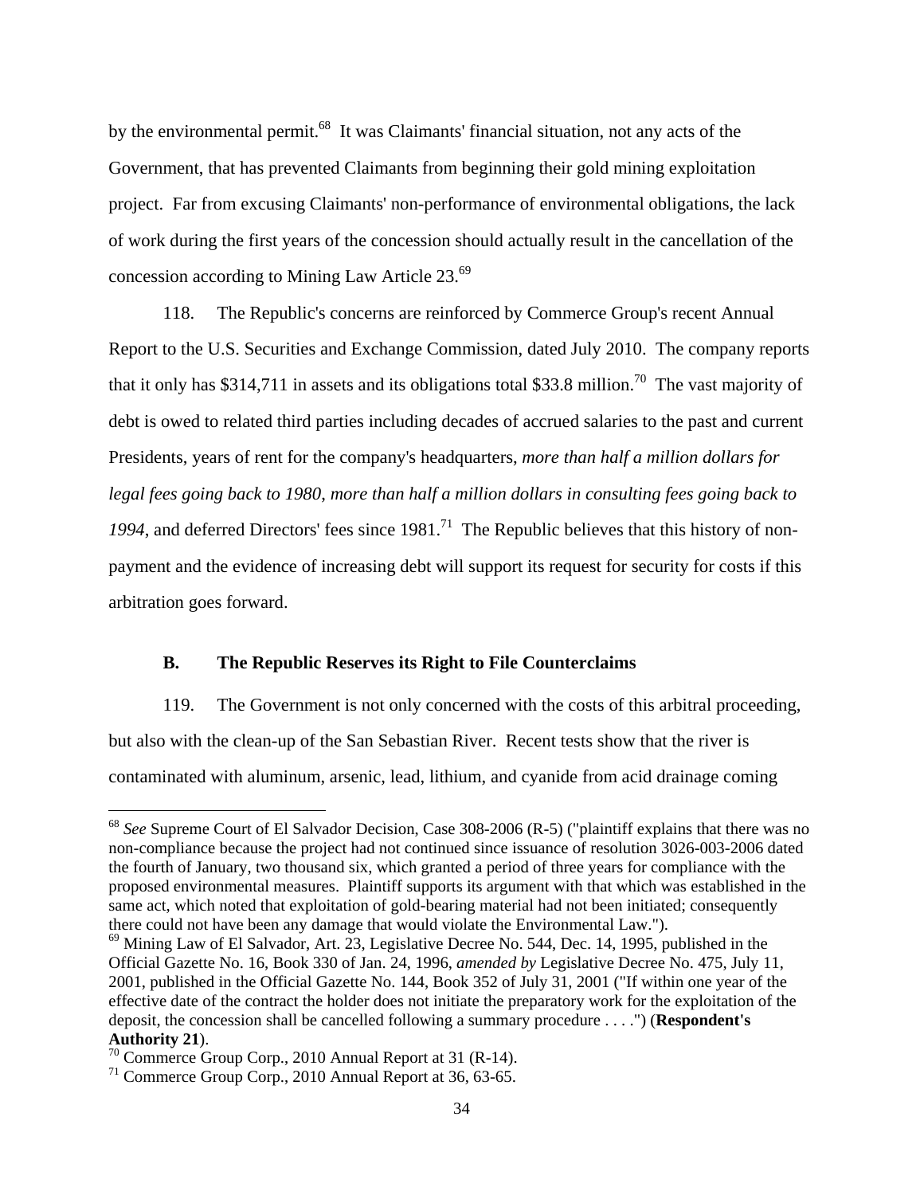by the environmental permit.[68] It was Claimants' financial situation, not any acts of the Government, that has prevented Claimants from beginning their gold mining exploitation project. Far from excusing Claimants' non-performance of environmental obligations, the lack of work during the first years of the concession should actually result in the cancellation of the concession according to Mining Law Article 23.[69]

118. The Republic's concerns are reinforced by Commerce Group's recent Annual Report to the U.S. Securities and Exchange Commission, dated July 2010. The company reports that it only has $314,711 in assets and its obligations total $33.8 million.[70] The vast majority of debt is owed to related third parties including decades of accrued salaries to the past and current Presidents, years of rent for the company's headquarters, *more than half a million dollars for legal fees going back to 1980, more than half a million dollars in consulting fees going back to 1994*, and deferred Directors' fees since 1981.[71] The Republic believes that this history of non-payment and the evidence of increasing debt will support its request for security for costs if this arbitration goes forward.

### B. The Republic Reserves its Right to File Counterclaims

119. The Government is not only concerned with the costs of this arbitral proceeding, but also with the clean-up of the San Sebastian River. Recent tests show that the river is contaminated with aluminum, arsenic, lead, lithium, and cyanide from acid drainage coming

---

[68] *See* Supreme Court of El Salvador Decision, Case 308-2006 (R-5) ("plaintiff explains that there was no non-compliance because the project had not continued since issuance of resolution 3026-003-2006 dated the fourth of January, two thousand six, which granted a period of three years for compliance with the proposed environmental measures. Plaintiff supports its argument with that which was established in the same act, which noted that exploitation of gold-bearing material had not been initiated; consequently there could not have been any damage that would violate the Environmental Law.").

[69] Mining Law of El Salvador, Art. 23, Legislative Decree No. 544, Dec. 14, 1995, published in the Official Gazette No. 16, Book 330 of Jan. 24, 1996, *amended by* Legislative Decree No. 475, July 11, 2001, published in the Official Gazette No. 144, Book 352 of July 31, 2001 ("If within one year of the effective date of the contract the holder does not initiate the preparatory work for the exploitation of the deposit, the concession shall be cancelled following a summary procedure . . . .") (**Respondent's Authority 21**).

[70] Commerce Group Corp., 2010 Annual Report at 31 (R-14).

[71] Commerce Group Corp., 2010 Annual Report at 36, 63-65.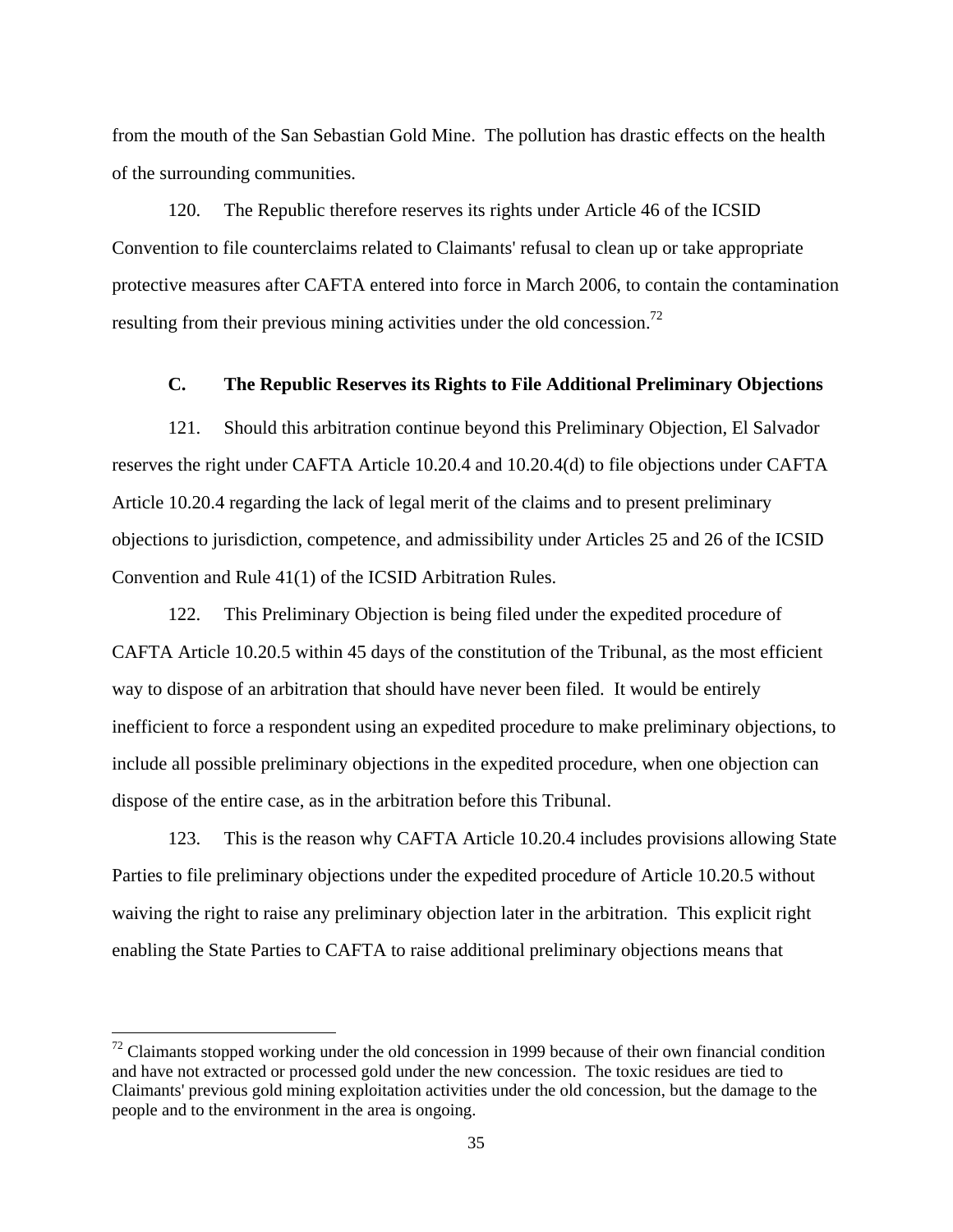from the mouth of the San Sebastian Gold Mine. The pollution has drastic effects on the health of the surrounding communities.

120. The Republic therefore reserves its rights under Article 46 of the ICSID Convention to file counterclaims related to Claimants' refusal to clean up or take appropriate protective measures after CAFTA entered into force in March 2006, to contain the contamination resulting from their previous mining activities under the old concession.[72]

### C. The Republic Reserves its Rights to File Additional Preliminary Objections

121. Should this arbitration continue beyond this Preliminary Objection, El Salvador reserves the right under CAFTA Article 10.20.4 and 10.20.4(d) to file objections under CAFTA Article 10.20.4 regarding the lack of legal merit of the claims and to present preliminary objections to jurisdiction, competence, and admissibility under Articles 25 and 26 of the ICSID Convention and Rule 41(1) of the ICSID Arbitration Rules.

122. This Preliminary Objection is being filed under the expedited procedure of CAFTA Article 10.20.5 within 45 days of the constitution of the Tribunal, as the most efficient way to dispose of an arbitration that should have never been filed. It would be entirely inefficient to force a respondent using an expedited procedure to make preliminary objections, to include all possible preliminary objections in the expedited procedure, when one objection can dispose of the entire case, as in the arbitration before this Tribunal.

123. This is the reason why CAFTA Article 10.20.4 includes provisions allowing State Parties to file preliminary objections under the expedited procedure of Article 10.20.5 without waiving the right to raise any preliminary objection later in the arbitration. This explicit right enabling the State Parties to CAFTA to raise additional preliminary objections means that

---

[72] Claimants stopped working under the old concession in 1999 because of their own financial condition and have not extracted or processed gold under the new concession. The toxic residues are tied to Claimants' previous gold mining exploitation activities under the old concession, but the damage to the people and to the environment in the area is ongoing.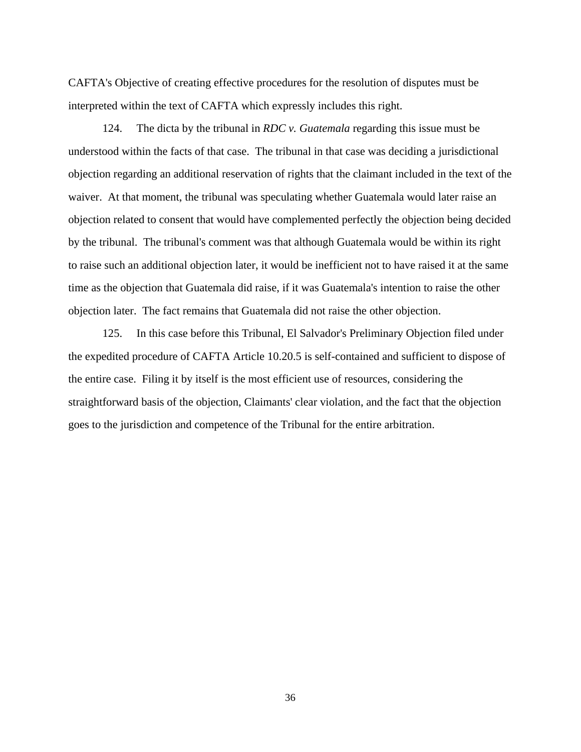CAFTA's Objective of creating effective procedures for the resolution of disputes must be interpreted within the text of CAFTA which expressly includes this right.

124. The dicta by the tribunal in *RDC v. Guatemala* regarding this issue must be understood within the facts of that case. The tribunal in that case was deciding a jurisdictional objection regarding an additional reservation of rights that the claimant included in the text of the waiver. At that moment, the tribunal was speculating whether Guatemala would later raise an objection related to consent that would have complemented perfectly the objection being decided by the tribunal. The tribunal's comment was that although Guatemala would be within its right to raise such an additional objection later, it would be inefficient not to have raised it at the same time as the objection that Guatemala did raise, if it was Guatemala's intention to raise the other objection later. The fact remains that Guatemala did not raise the other objection.

125. In this case before this Tribunal, El Salvador's Preliminary Objection filed under the expedited procedure of CAFTA Article 10.20.5 is self-contained and sufficient to dispose of the entire case. Filing it by itself is the most efficient use of resources, considering the straightforward basis of the objection, Claimants' clear violation, and the fact that the objection goes to the jurisdiction and competence of the Tribunal for the entire arbitration.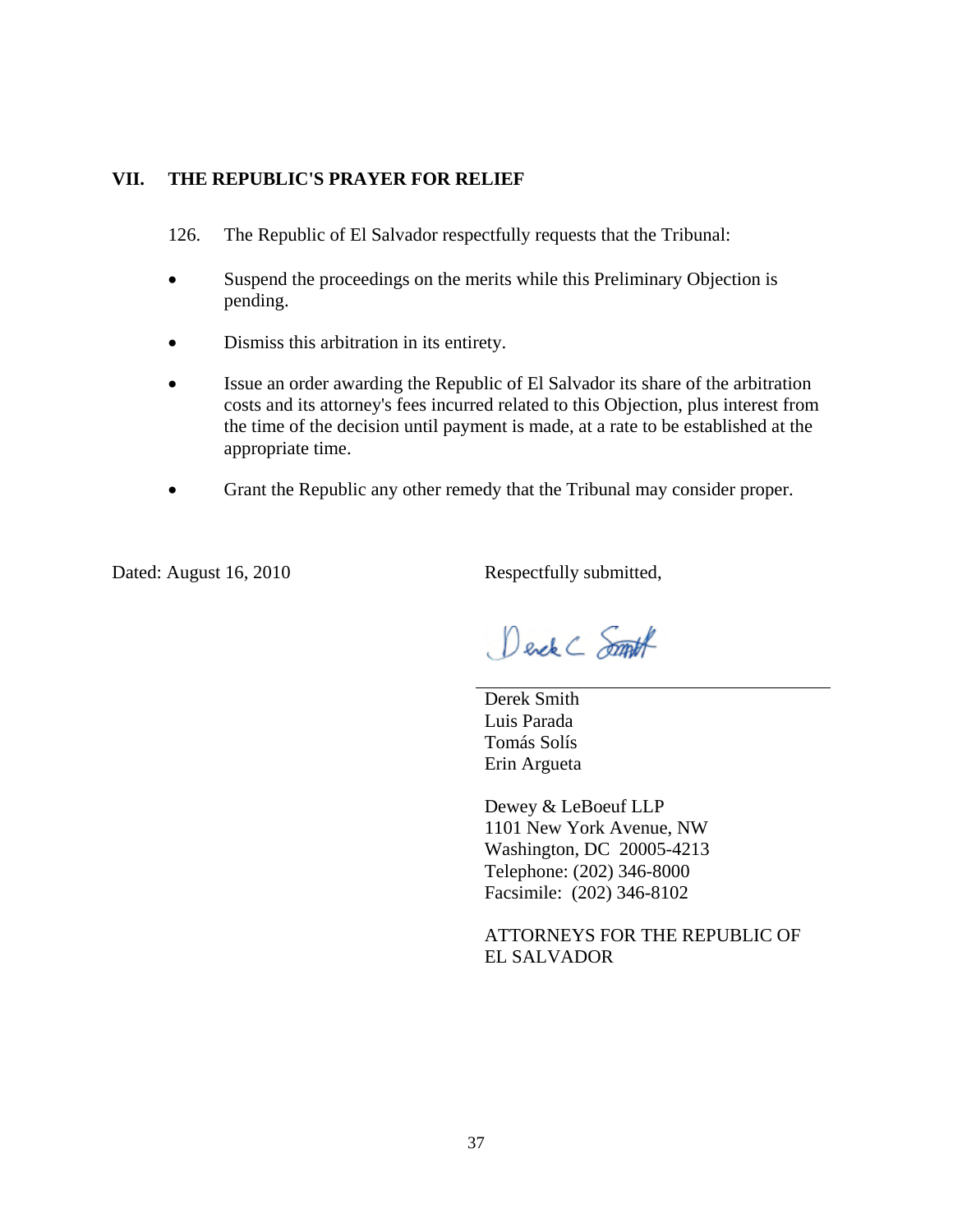## VII. THE REPUBLIC'S PRAYER FOR RELIEF

126. The Republic of El Salvador respectfully requests that the Tribunal:

- Suspend the proceedings on the merits while this Preliminary Objection is pending.
- Dismiss this arbitration in its entirety.
- Issue an order awarding the Republic of El Salvador its share of the arbitration costs and its attorney's fees incurred related to this Objection, plus interest from the time of the decision until payment is made, at a rate to be established at the appropriate time.
- Grant the Republic any other remedy that the Tribunal may consider proper.

Dated: August 16, 2010

Respectfully submitted,

Derek C Smith

Derek Smith
Luis Parada
Tomás Solís
Erin Argueta

Dewey & LeBoeuf LLP
1101 New York Avenue, NW
Washington, DC 20005-4213
Telephone: (202) 346-8000
Facsimile: (202) 346-8102

ATTORNEYS FOR THE REPUBLIC OF EL SALVADOR